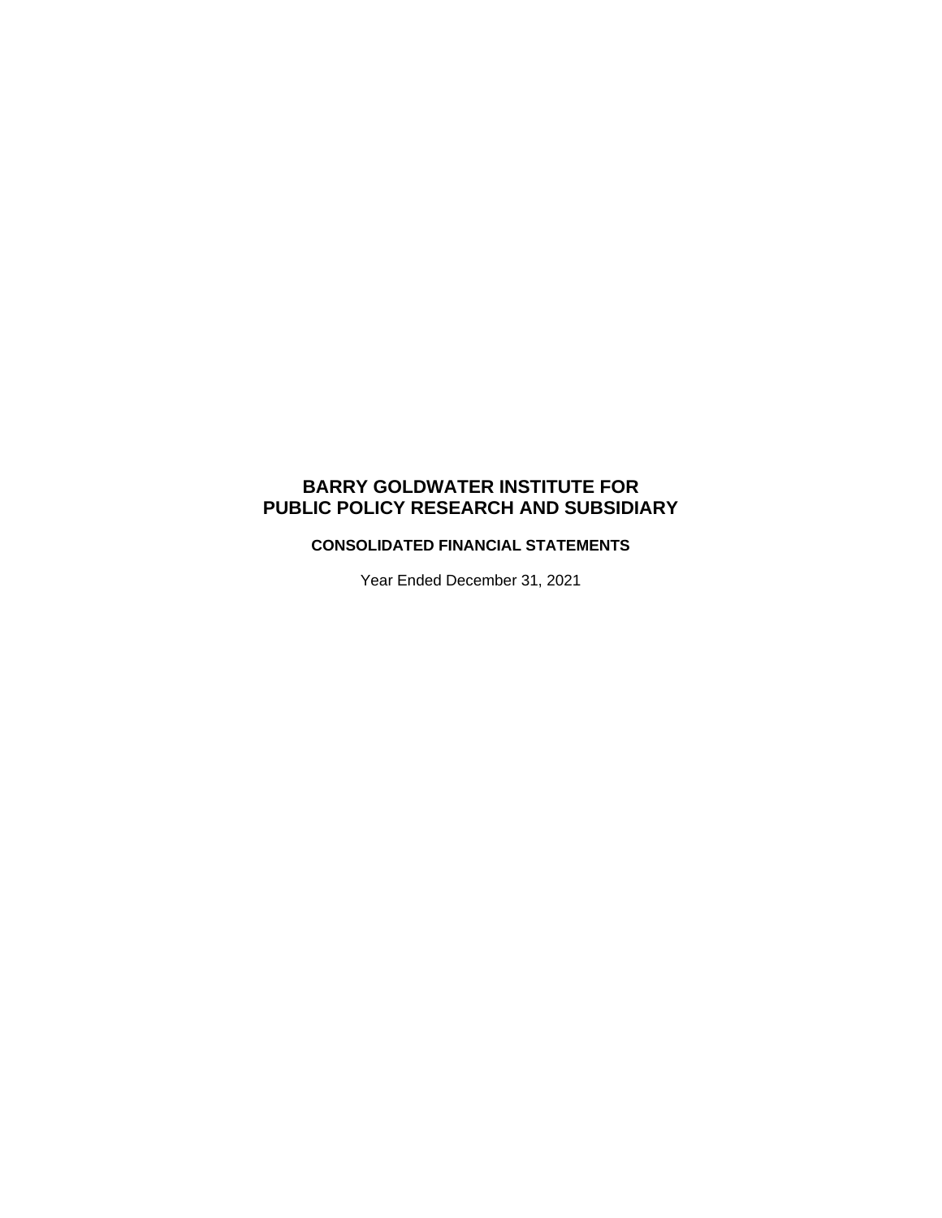# BARRY GOLDWATER INSTITUTE FOR PUBLIC POLICY RESEARCH AND SUBSIDIARY

## CONSOLIDATED FINANCIAL STATEMENTS

Year Ended December 31, 2021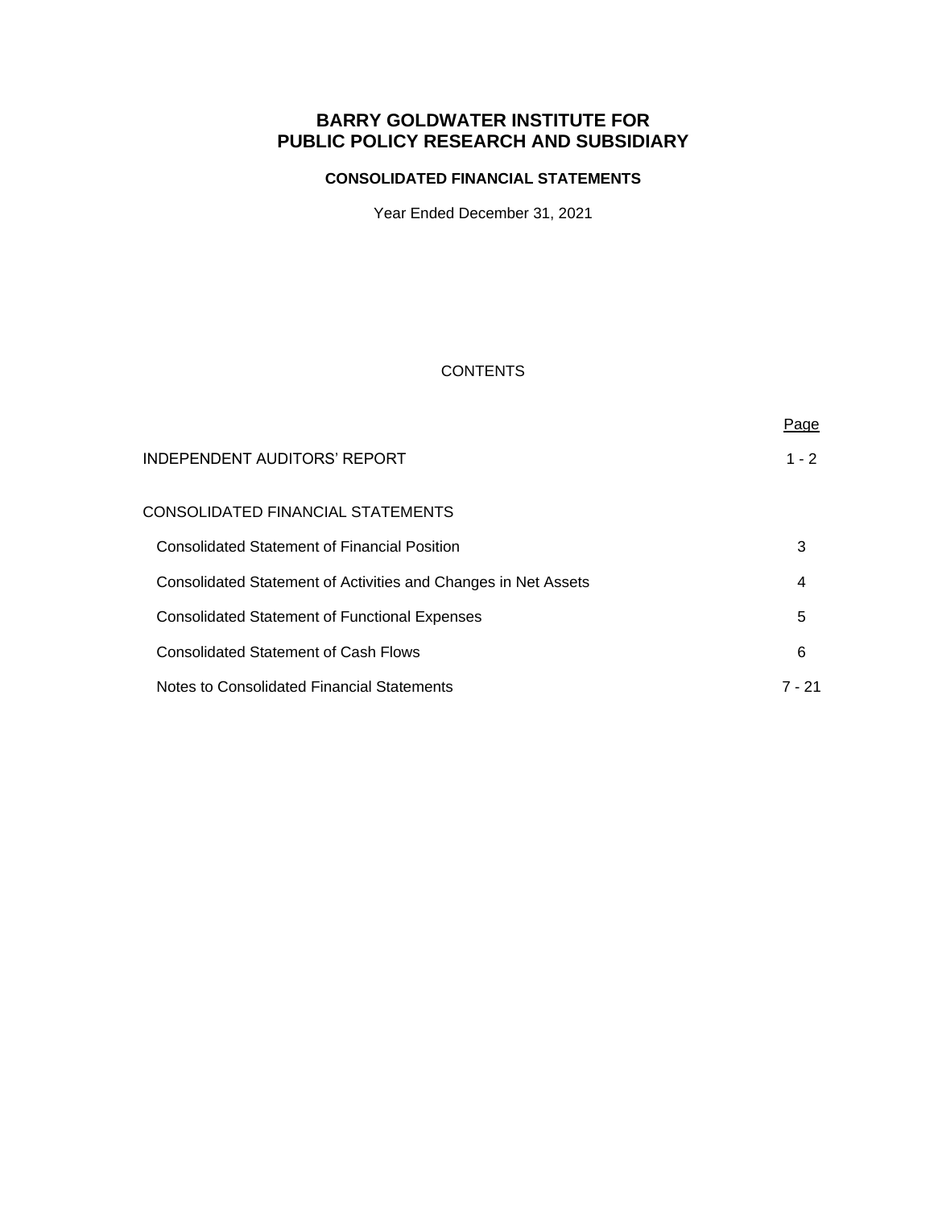# BARRY GOLDWATER INSTITUTE FOR PUBLIC POLICY RESEARCH AND SUBSIDIARY

## CONSOLIDATED FINANCIAL STATEMENTS

Year Ended December 31, 2021

CONTENTS

| | Page |
|---|---|
| INDEPENDENT AUDITORS' REPORT | 1 - 2 |
| CONSOLIDATED FINANCIAL STATEMENTS | |
| Consolidated Statement of Financial Position | 3 |
| Consolidated Statement of Activities and Changes in Net Assets | 4 |
| Consolidated Statement of Functional Expenses | 5 |
| Consolidated Statement of Cash Flows | 6 |
| Notes to Consolidated Financial Statements | 7 - 21 |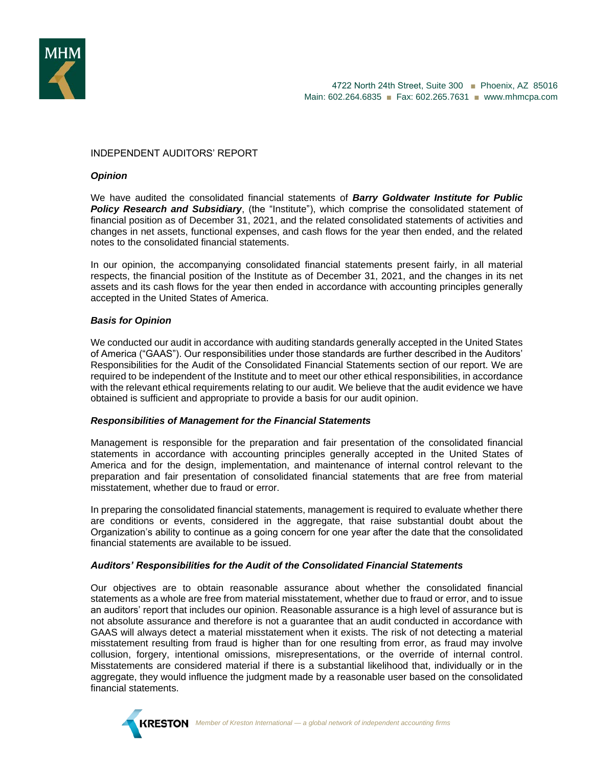4722 North 24th Street, Suite 300 ■ Phoenix, AZ 85016
Main: 602.264.6835 ■ Fax: 602.265.7631 ■ www.mhmcpa.com

# INDEPENDENT AUDITORS' REPORT

### *Opinion*

We have audited the consolidated financial statements of ***Barry Goldwater Institute for Public Policy Research and Subsidiary***, (the "Institute"), which comprise the consolidated statement of financial position as of December 31, 2021, and the related consolidated statements of activities and changes in net assets, functional expenses, and cash flows for the year then ended, and the related notes to the consolidated financial statements.

In our opinion, the accompanying consolidated financial statements present fairly, in all material respects, the financial position of the Institute as of December 31, 2021, and the changes in its net assets and its cash flows for the year then ended in accordance with accounting principles generally accepted in the United States of America.

### *Basis for Opinion*

We conducted our audit in accordance with auditing standards generally accepted in the United States of America ("GAAS"). Our responsibilities under those standards are further described in the Auditors' Responsibilities for the Audit of the Consolidated Financial Statements section of our report. We are required to be independent of the Institute and to meet our other ethical responsibilities, in accordance with the relevant ethical requirements relating to our audit. We believe that the audit evidence we have obtained is sufficient and appropriate to provide a basis for our audit opinion.

### *Responsibilities of Management for the Financial Statements*

Management is responsible for the preparation and fair presentation of the consolidated financial statements in accordance with accounting principles generally accepted in the United States of America and for the design, implementation, and maintenance of internal control relevant to the preparation and fair presentation of consolidated financial statements that are free from material misstatement, whether due to fraud or error.

In preparing the consolidated financial statements, management is required to evaluate whether there are conditions or events, considered in the aggregate, that raise substantial doubt about the Organization's ability to continue as a going concern for one year after the date that the consolidated financial statements are available to be issued.

### *Auditors' Responsibilities for the Audit of the Consolidated Financial Statements*

Our objectives are to obtain reasonable assurance about whether the consolidated financial statements as a whole are free from material misstatement, whether due to fraud or error, and to issue an auditors' report that includes our opinion. Reasonable assurance is a high level of assurance but is not absolute assurance and therefore is not a guarantee that an audit conducted in accordance with GAAS will always detect a material misstatement when it exists. The risk of not detecting a material misstatement resulting from fraud is higher than for one resulting from error, as fraud may involve collusion, forgery, intentional omissions, misrepresentations, or the override of internal control. Misstatements are considered material if there is a substantial likelihood that, individually or in the aggregate, they would influence the judgment made by a reasonable user based on the consolidated financial statements.

KRESTON *Member of Kreston International — a global network of independent accounting firms*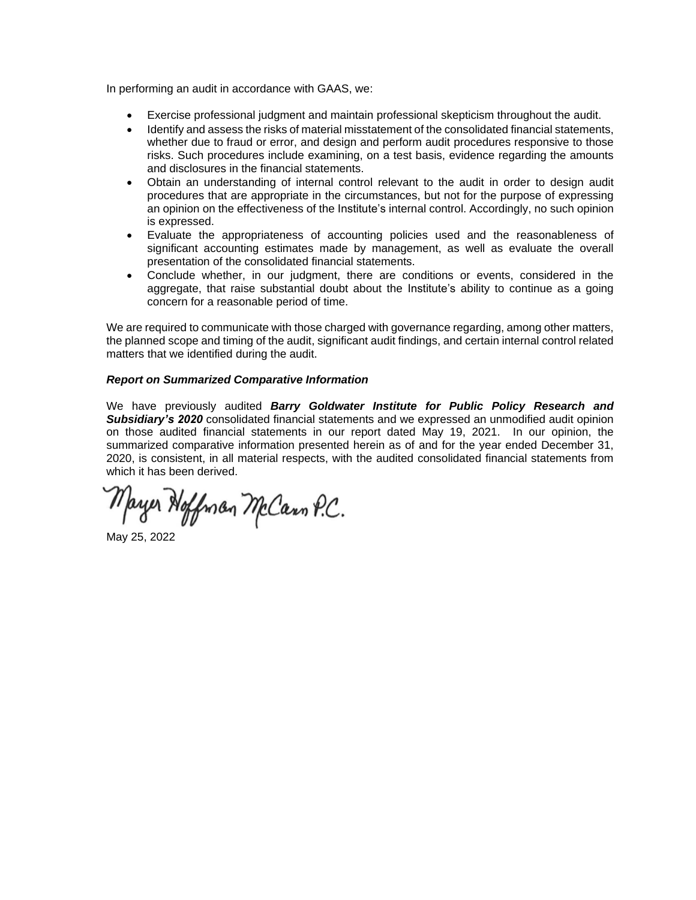In performing an audit in accordance with GAAS, we:

- Exercise professional judgment and maintain professional skepticism throughout the audit.
- Identify and assess the risks of material misstatement of the consolidated financial statements, whether due to fraud or error, and design and perform audit procedures responsive to those risks. Such procedures include examining, on a test basis, evidence regarding the amounts and disclosures in the financial statements.
- Obtain an understanding of internal control relevant to the audit in order to design audit procedures that are appropriate in the circumstances, but not for the purpose of expressing an opinion on the effectiveness of the Institute's internal control. Accordingly, no such opinion is expressed.
- Evaluate the appropriateness of accounting policies used and the reasonableness of significant accounting estimates made by management, as well as evaluate the overall presentation of the consolidated financial statements.
- Conclude whether, in our judgment, there are conditions or events, considered in the aggregate, that raise substantial doubt about the Institute's ability to continue as a going concern for a reasonable period of time.

We are required to communicate with those charged with governance regarding, among other matters, the planned scope and timing of the audit, significant audit findings, and certain internal control related matters that we identified during the audit.

***Report on Summarized Comparative Information***

We have previously audited ***Barry Goldwater Institute for Public Policy Research and Subsidiary's 2020*** consolidated financial statements and we expressed an unmodified audit opinion on those audited financial statements in our report dated May 19, 2021. In our opinion, the summarized comparative information presented herein as of and for the year ended December 31, 2020, is consistent, in all material respects, with the audited consolidated financial statements from which it has been derived.

Mayer Hoffman McCann P.C.

May 25, 2022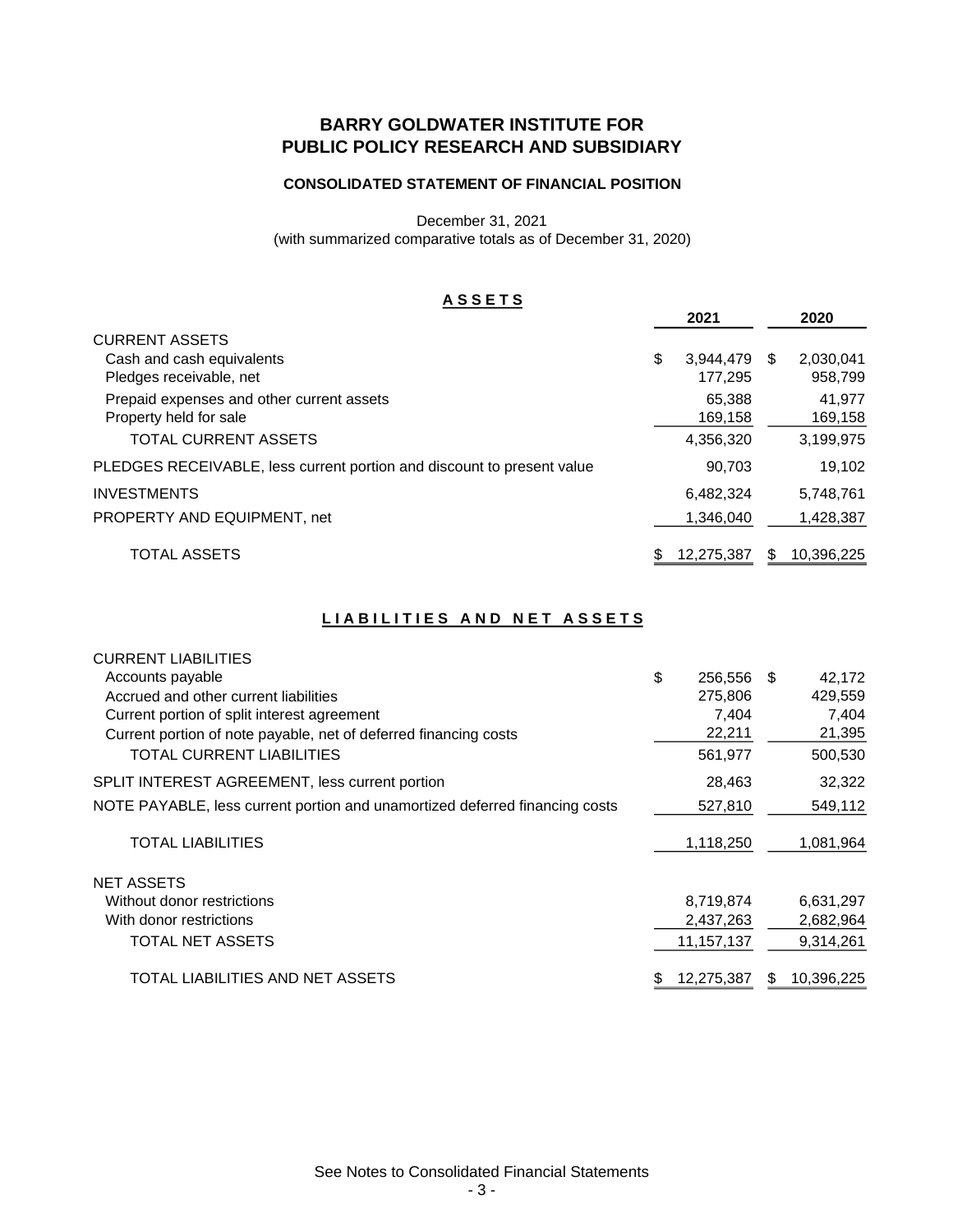# BARRY GOLDWATER INSTITUTE FOR PUBLIC POLICY RESEARCH AND SUBSIDIARY

### CONSOLIDATED STATEMENT OF FINANCIAL POSITION

December 31, 2021
(with summarized comparative totals as of December 31, 2020)

## ASSETS

| | 2021 | 2020 |
|---|---|---|
| CURRENT ASSETS | | |
| Cash and cash equivalents | $ 3,944,479 | $ 2,030,041 |
| Pledges receivable, net | 177,295 | 958,799 |
| Prepaid expenses and other current assets | 65,388 | 41,977 |
| Property held for sale | 169,158 | 169,158 |
| TOTAL CURRENT ASSETS | 4,356,320 | 3,199,975 |
| PLEDGES RECEIVABLE, less current portion and discount to present value | 90,703 | 19,102 |
| INVESTMENTS | 6,482,324 | 5,748,761 |
| PROPERTY AND EQUIPMENT, net | 1,346,040 | 1,428,387 |
| TOTAL ASSETS | $ 12,275,387 | $ 10,396,225 |

## LIABILITIES AND NET ASSETS

| | 2021 | 2020 |
|---|---|---|
| CURRENT LIABILITIES | | |
| Accounts payable | $ 256,556 | $ 42,172 |
| Accrued and other current liabilities | 275,806 | 429,559 |
| Current portion of split interest agreement | 7,404 | 7,404 |
| Current portion of note payable, net of deferred financing costs | 22,211 | 21,395 |
| TOTAL CURRENT LIABILITIES | 561,977 | 500,530 |
| SPLIT INTEREST AGREEMENT, less current portion | 28,463 | 32,322 |
| NOTE PAYABLE, less current portion and unamortized deferred financing costs | 527,810 | 549,112 |
| TOTAL LIABILITIES | 1,118,250 | 1,081,964 |
| NET ASSETS | | |
| Without donor restrictions | 8,719,874 | 6,631,297 |
| With donor restrictions | 2,437,263 | 2,682,964 |
| TOTAL NET ASSETS | 11,157,137 | 9,314,261 |
| TOTAL LIABILITIES AND NET ASSETS | $ 12,275,387 | $ 10,396,225 |

See Notes to Consolidated Financial Statements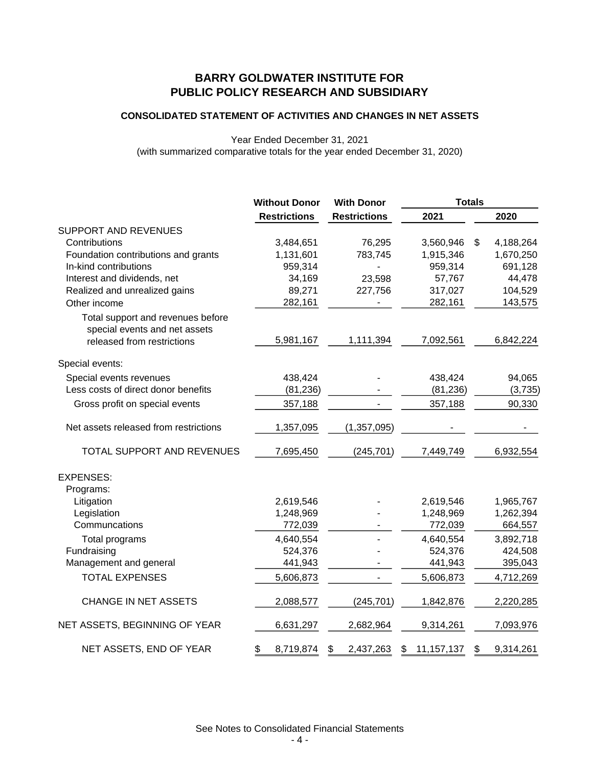# BARRY GOLDWATER INSTITUTE FOR PUBLIC POLICY RESEARCH AND SUBSIDIARY

## CONSOLIDATED STATEMENT OF ACTIVITIES AND CHANGES IN NET ASSETS

Year Ended December 31, 2021
(with summarized comparative totals for the year ended December 31, 2020)

| | Without Donor Restrictions | With Donor Restrictions | Totals 2021 | Totals 2020 |
|---|---|---|---|---|
| SUPPORT AND REVENUES | | | | |
| Contributions | 3,484,651 | 76,295 | 3,560,946 | $ 4,188,264 |
| Foundation contributions and grants | 1,131,601 | 783,745 | 1,915,346 | 1,670,250 |
| In-kind contributions | 959,314 | - | 959,314 | 691,128 |
| Interest and dividends, net | 34,169 | 23,598 | 57,767 | 44,478 |
| Realized and unrealized gains | 89,271 | 227,756 | 317,027 | 104,529 |
| Other income | 282,161 | - | 282,161 | 143,575 |
| Total support and revenues before special events and net assets released from restrictions | 5,981,167 | 1,111,394 | 7,092,561 | 6,842,224 |
| Special events: | | | | |
| Special events revenues | 438,424 | - | 438,424 | 94,065 |
| Less costs of direct donor benefits | (81,236) | - | (81,236) | (3,735) |
| Gross profit on special events | 357,188 | - | 357,188 | 90,330 |
| Net assets released from restrictions | 1,357,095 | (1,357,095) | - | - |
| TOTAL SUPPORT AND REVENUES | 7,695,450 | (245,701) | 7,449,749 | 6,932,554 |
| EXPENSES: | | | | |
| Programs: | | | | |
| Litigation | 2,619,546 | - | 2,619,546 | 1,965,767 |
| Legislation | 1,248,969 | - | 1,248,969 | 1,262,394 |
| Communcations | 772,039 | - | 772,039 | 664,557 |
| Total programs | 4,640,554 | - | 4,640,554 | 3,892,718 |
| Fundraising | 524,376 | - | 524,376 | 424,508 |
| Management and general | 441,943 | - | 441,943 | 395,043 |
| TOTAL EXPENSES | 5,606,873 | - | 5,606,873 | 4,712,269 |
| CHANGE IN NET ASSETS | 2,088,577 | (245,701) | 1,842,876 | 2,220,285 |
| NET ASSETS, BEGINNING OF YEAR | 6,631,297 | 2,682,964 | 9,314,261 | 7,093,976 |
| NET ASSETS, END OF YEAR | $ 8,719,874 | $ 2,437,263 | $ 11,157,137 | $ 9,314,261 |

See Notes to Consolidated Financial Statements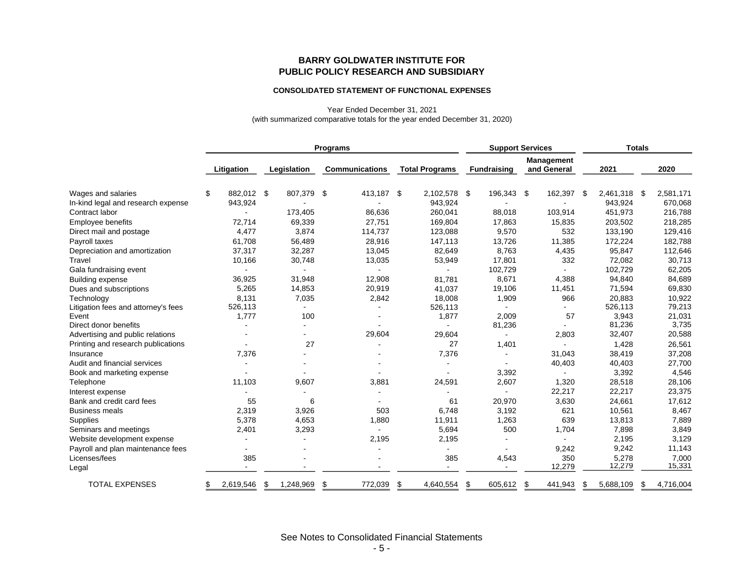# BARRY GOLDWATER INSTITUTE FOR PUBLIC POLICY RESEARCH AND SUBSIDIARY

## CONSOLIDATED STATEMENT OF FUNCTIONAL EXPENSES

Year Ended December 31, 2021
(with summarized comparative totals for the year ended December 31, 2020)

| | Programs | | | | Support Services | | Totals | |
|---|---|---|---|---|---|---|---|---|
| | Litigation | Legislation | Communications | Total Programs | Fundraising | Management and General | 2021 | 2020 |
| Wages and salaries | $ 882,012 | $ 807,379 | $ 413,187 | $ 2,102,578 | $ 196,343 | $ 162,397 | $ 2,461,318 | $ 2,581,171 |
| In-kind legal and research expense | 943,924 | - | - | 943,924 | - | - | 943,924 | 670,068 |
| Contract labor | - | 173,405 | 86,636 | 260,041 | 88,018 | 103,914 | 451,973 | 216,788 |
| Employee benefits | 72,714 | 69,339 | 27,751 | 169,804 | 17,863 | 15,835 | 203,502 | 218,285 |
| Direct mail and postage | 4,477 | 3,874 | 114,737 | 123,088 | 9,570 | 532 | 133,190 | 129,416 |
| Payroll taxes | 61,708 | 56,489 | 28,916 | 147,113 | 13,726 | 11,385 | 172,224 | 182,788 |
| Depreciation and amortization | 37,317 | 32,287 | 13,045 | 82,649 | 8,763 | 4,435 | 95,847 | 112,646 |
| Travel | 10,166 | 30,748 | 13,035 | 53,949 | 17,801 | 332 | 72,082 | 30,713 |
| Gala fundraising event | - | - | - | - | 102,729 | - | 102,729 | 62,205 |
| Building expense | 36,925 | 31,948 | 12,908 | 81,781 | 8,671 | 4,388 | 94,840 | 84,689 |
| Dues and subscriptions | 5,265 | 14,853 | 20,919 | 41,037 | 19,106 | 11,451 | 71,594 | 69,830 |
| Technology | 8,131 | 7,035 | 2,842 | 18,008 | 1,909 | 966 | 20,883 | 10,922 |
| Litigation fees and attorney's fees | 526,113 | - | - | 526,113 | - | - | 526,113 | 79,213 |
| Event | 1,777 | 100 | - | 1,877 | 2,009 | 57 | 3,943 | 21,031 |
| Direct donor benefits | - | - | - | - | 81,236 | - | 81,236 | 3,735 |
| Advertising and public relations | - | - | 29,604 | 29,604 | - | 2,803 | 32,407 | 20,588 |
| Printing and research publications | - | 27 | - | 27 | 1,401 | - | 1,428 | 26,561 |
| Insurance | 7,376 | - | - | 7,376 | - | 31,043 | 38,419 | 37,208 |
| Audit and financial services | - | - | - | - | - | 40,403 | 40,403 | 27,700 |
| Book and marketing expense | - | - | - | - | 3,392 | - | 3,392 | 4,546 |
| Telephone | 11,103 | 9,607 | 3,881 | 24,591 | 2,607 | 1,320 | 28,518 | 28,106 |
| Interest expense | - | - | - | - | - | 22,217 | 22,217 | 23,375 |
| Bank and credit card fees | 55 | 6 | - | 61 | 20,970 | 3,630 | 24,661 | 17,612 |
| Business meals | 2,319 | 3,926 | 503 | 6,748 | 3,192 | 621 | 10,561 | 8,467 |
| Supplies | 5,378 | 4,653 | 1,880 | 11,911 | 1,263 | 639 | 13,813 | 7,889 |
| Seminars and meetings | 2,401 | 3,293 | - | 5,694 | 500 | 1,704 | 7,898 | 3,849 |
| Website development expense | - | - | 2,195 | 2,195 | - | - | 2,195 | 3,129 |
| Payroll and plan maintenance fees | - | - | - | - | - | 9,242 | 9,242 | 11,143 |
| Licenses/fees | 385 | - | - | 385 | 4,543 | 350 | 5,278 | 7,000 |
| Legal | - | - | - | - | - | 12,279 | 12,279 | 15,331 |
| TOTAL EXPENSES | $ 2,619,546 | $ 1,248,969 | $ 772,039 | $ 4,640,554 | $ 605,612 | $ 441,943 | $ 5,688,109 | $ 4,716,004 |

See Notes to Consolidated Financial Statements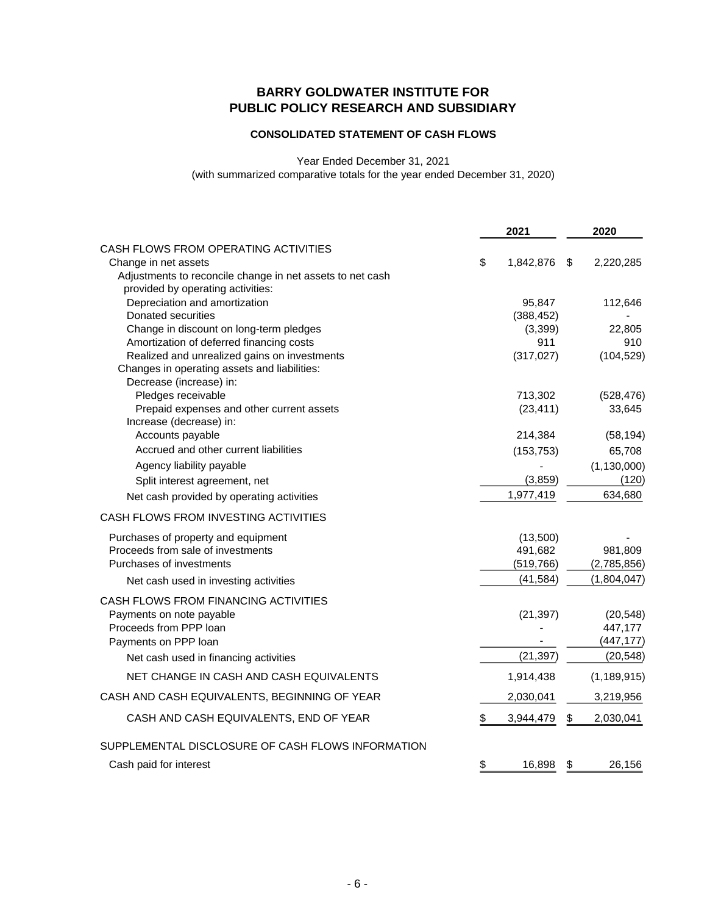# BARRY GOLDWATER INSTITUTE FOR PUBLIC POLICY RESEARCH AND SUBSIDIARY

## CONSOLIDATED STATEMENT OF CASH FLOWS

Year Ended December 31, 2021
(with summarized comparative totals for the year ended December 31, 2020)

| | 2021 | 2020 |
|---|---|---|
| CASH FLOWS FROM OPERATING ACTIVITIES | | |
| Change in net assets | $ 1,842,876 | $ 2,220,285 |
| Adjustments to reconcile change in net assets to net cash provided by operating activities: | | |
| Depreciation and amortization | 95,847 | 112,646 |
| Donated securities | (388,452) | - |
| Change in discount on long-term pledges | (3,399) | 22,805 |
| Amortization of deferred financing costs | 911 | 910 |
| Realized and unrealized gains on investments | (317,027) | (104,529) |
| Changes in operating assets and liabilities: | | |
| Decrease (increase) in: | | |
| Pledges receivable | 713,302 | (528,476) |
| Prepaid expenses and other current assets | (23,411) | 33,645 |
| Increase (decrease) in: | | |
| Accounts payable | 214,384 | (58,194) |
| Accrued and other current liabilities | (153,753) | 65,708 |
| Agency liability payable | - | (1,130,000) |
| Split interest agreement, net | (3,859) | (120) |
| Net cash provided by operating activities | 1,977,419 | 634,680 |
| CASH FLOWS FROM INVESTING ACTIVITIES | | |
| Purchases of property and equipment | (13,500) | - |
| Proceeds from sale of investments | 491,682 | 981,809 |
| Purchases of investments | (519,766) | (2,785,856) |
| Net cash used in investing activities | (41,584) | (1,804,047) |
| CASH FLOWS FROM FINANCING ACTIVITIES | | |
| Payments on note payable | (21,397) | (20,548) |
| Proceeds from PPP loan | - | 447,177 |
| Payments on PPP loan | - | (447,177) |
| Net cash used in financing activities | (21,397) | (20,548) |
| NET CHANGE IN CASH AND CASH EQUIVALENTS | 1,914,438 | (1,189,915) |
| CASH AND CASH EQUIVALENTS, BEGINNING OF YEAR | 2,030,041 | 3,219,956 |
| CASH AND CASH EQUIVALENTS, END OF YEAR | $ 3,944,479 | $ 2,030,041 |
| SUPPLEMENTAL DISCLOSURE OF CASH FLOWS INFORMATION | | |
| Cash paid for interest | $ 16,898 | $ 26,156 |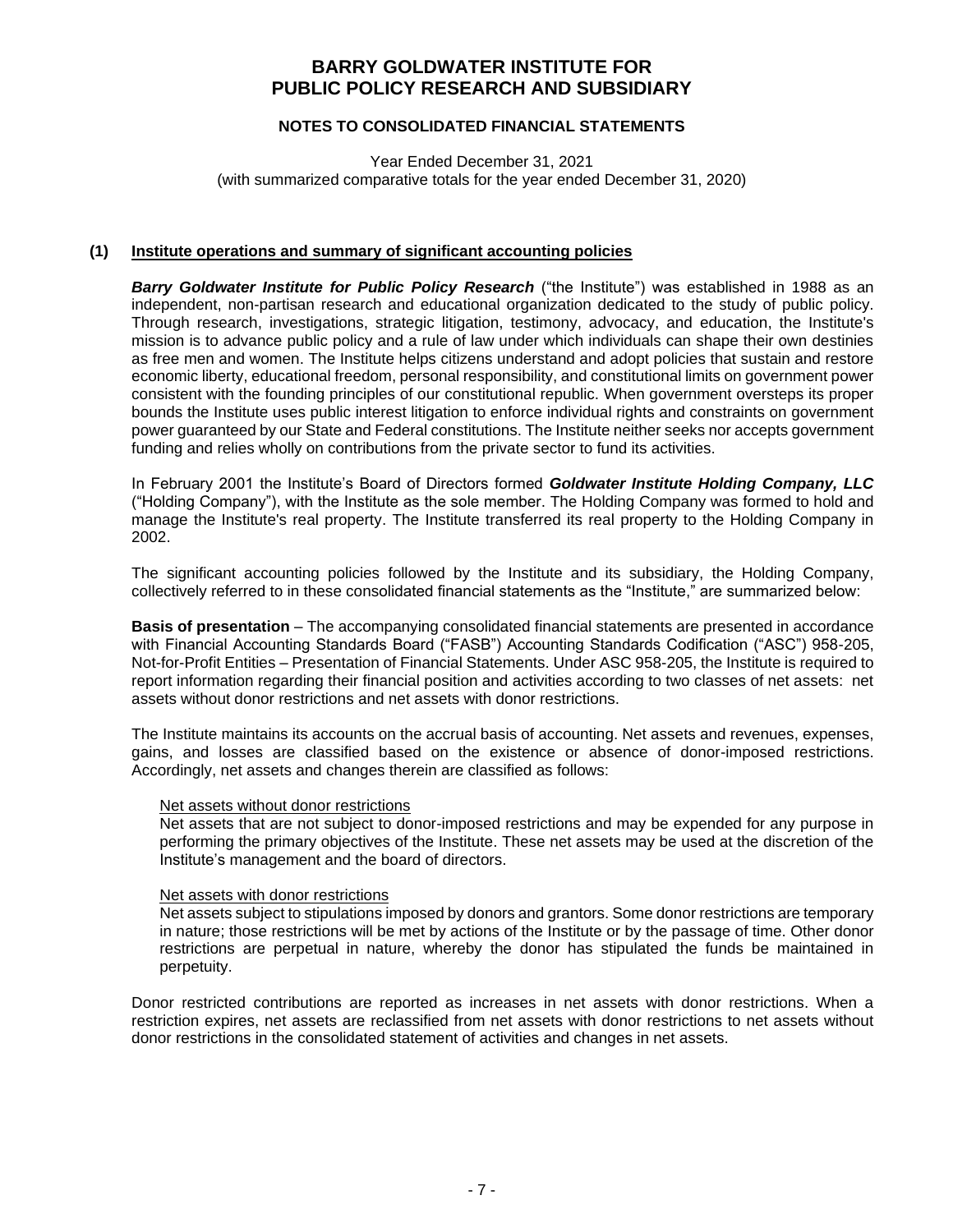# BARRY GOLDWATER INSTITUTE FOR PUBLIC POLICY RESEARCH AND SUBSIDIARY

## NOTES TO CONSOLIDATED FINANCIAL STATEMENTS

Year Ended December 31, 2021
(with summarized comparative totals for the year ended December 31, 2020)

### (1) Institute operations and summary of significant accounting policies

***Barry Goldwater Institute for Public Policy Research*** ("the Institute") was established in 1988 as an independent, non-partisan research and educational organization dedicated to the study of public policy. Through research, investigations, strategic litigation, testimony, advocacy, and education, the Institute's mission is to advance public policy and a rule of law under which individuals can shape their own destinies as free men and women. The Institute helps citizens understand and adopt policies that sustain and restore economic liberty, educational freedom, personal responsibility, and constitutional limits on government power consistent with the founding principles of our constitutional republic. When government oversteps its proper bounds the Institute uses public interest litigation to enforce individual rights and constraints on government power guaranteed by our State and Federal constitutions. The Institute neither seeks nor accepts government funding and relies wholly on contributions from the private sector to fund its activities.

In February 2001 the Institute's Board of Directors formed ***Goldwater Institute Holding Company, LLC*** ("Holding Company"), with the Institute as the sole member. The Holding Company was formed to hold and manage the Institute's real property. The Institute transferred its real property to the Holding Company in 2002.

The significant accounting policies followed by the Institute and its subsidiary, the Holding Company, collectively referred to in these consolidated financial statements as the "Institute," are summarized below:

**Basis of presentation** – The accompanying consolidated financial statements are presented in accordance with Financial Accounting Standards Board ("FASB") Accounting Standards Codification ("ASC") 958-205, Not-for-Profit Entities – Presentation of Financial Statements. Under ASC 958-205, the Institute is required to report information regarding their financial position and activities according to two classes of net assets: net assets without donor restrictions and net assets with donor restrictions.

The Institute maintains its accounts on the accrual basis of accounting. Net assets and revenues, expenses, gains, and losses are classified based on the existence or absence of donor-imposed restrictions. Accordingly, net assets and changes therein are classified as follows:

Net assets without donor restrictions
Net assets that are not subject to donor-imposed restrictions and may be expended for any purpose in performing the primary objectives of the Institute. These net assets may be used at the discretion of the Institute's management and the board of directors.

Net assets with donor restrictions
Net assets subject to stipulations imposed by donors and grantors. Some donor restrictions are temporary in nature; those restrictions will be met by actions of the Institute or by the passage of time. Other donor restrictions are perpetual in nature, whereby the donor has stipulated the funds be maintained in perpetuity.

Donor restricted contributions are reported as increases in net assets with donor restrictions. When a restriction expires, net assets are reclassified from net assets with donor restrictions to net assets without donor restrictions in the consolidated statement of activities and changes in net assets.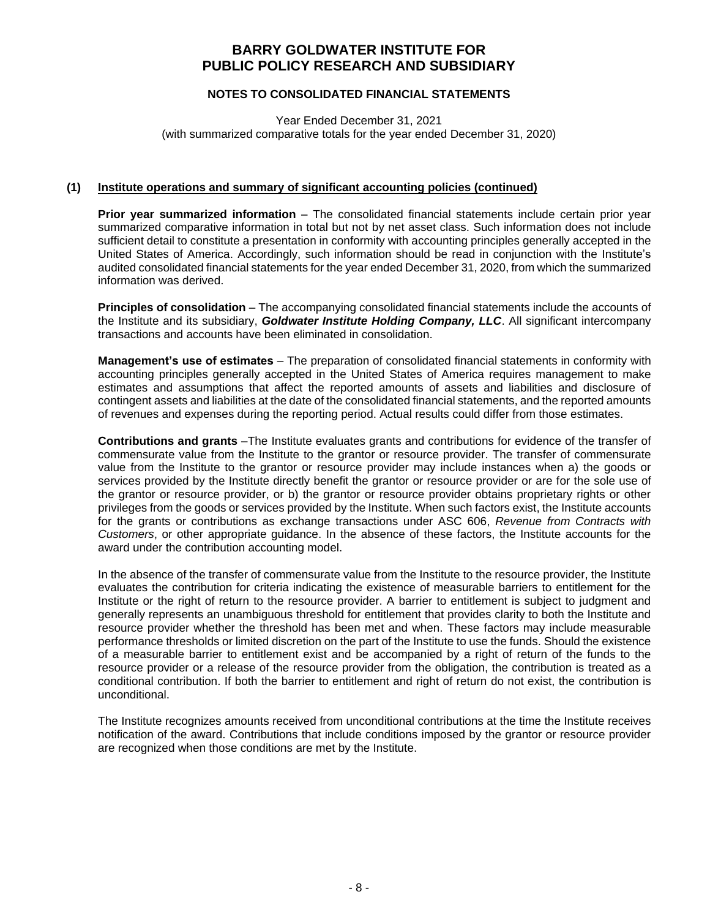# BARRY GOLDWATER INSTITUTE FOR PUBLIC POLICY RESEARCH AND SUBSIDIARY

## NOTES TO CONSOLIDATED FINANCIAL STATEMENTS

Year Ended December 31, 2021
(with summarized comparative totals for the year ended December 31, 2020)

### (1) Institute operations and summary of significant accounting policies (continued)

**Prior year summarized information** – The consolidated financial statements include certain prior year summarized comparative information in total but not by net asset class. Such information does not include sufficient detail to constitute a presentation in conformity with accounting principles generally accepted in the United States of America. Accordingly, such information should be read in conjunction with the Institute's audited consolidated financial statements for the year ended December 31, 2020, from which the summarized information was derived.

**Principles of consolidation** – The accompanying consolidated financial statements include the accounts of the Institute and its subsidiary, ***Goldwater Institute Holding Company, LLC***. All significant intercompany transactions and accounts have been eliminated in consolidation.

**Management's use of estimates** – The preparation of consolidated financial statements in conformity with accounting principles generally accepted in the United States of America requires management to make estimates and assumptions that affect the reported amounts of assets and liabilities and disclosure of contingent assets and liabilities at the date of the consolidated financial statements, and the reported amounts of revenues and expenses during the reporting period. Actual results could differ from those estimates.

**Contributions and grants** –The Institute evaluates grants and contributions for evidence of the transfer of commensurate value from the Institute to the grantor or resource provider. The transfer of commensurate value from the Institute to the grantor or resource provider may include instances when a) the goods or services provided by the Institute directly benefit the grantor or resource provider or are for the sole use of the grantor or resource provider, or b) the grantor or resource provider obtains proprietary rights or other privileges from the goods or services provided by the Institute. When such factors exist, the Institute accounts for the grants or contributions as exchange transactions under ASC 606, *Revenue from Contracts with Customers*, or other appropriate guidance. In the absence of these factors, the Institute accounts for the award under the contribution accounting model.

In the absence of the transfer of commensurate value from the Institute to the resource provider, the Institute evaluates the contribution for criteria indicating the existence of measurable barriers to entitlement for the Institute or the right of return to the resource provider. A barrier to entitlement is subject to judgment and generally represents an unambiguous threshold for entitlement that provides clarity to both the Institute and resource provider whether the threshold has been met and when. These factors may include measurable performance thresholds or limited discretion on the part of the Institute to use the funds. Should the existence of a measurable barrier to entitlement exist and be accompanied by a right of return of the funds to the resource provider or a release of the resource provider from the obligation, the contribution is treated as a conditional contribution. If both the barrier to entitlement and right of return do not exist, the contribution is unconditional.

The Institute recognizes amounts received from unconditional contributions at the time the Institute receives notification of the award. Contributions that include conditions imposed by the grantor or resource provider are recognized when those conditions are met by the Institute.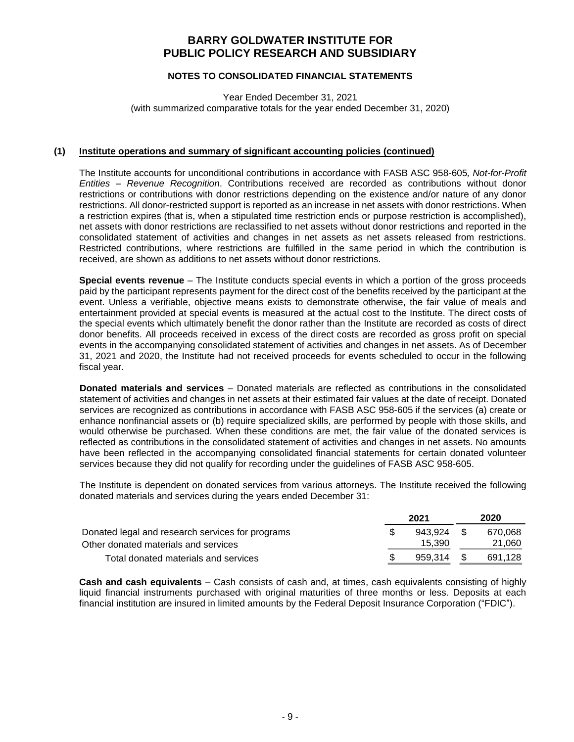# BARRY GOLDWATER INSTITUTE FOR PUBLIC POLICY RESEARCH AND SUBSIDIARY

## NOTES TO CONSOLIDATED FINANCIAL STATEMENTS

Year Ended December 31, 2021
(with summarized comparative totals for the year ended December 31, 2020)

### (1) Institute operations and summary of significant accounting policies (continued)

The Institute accounts for unconditional contributions in accordance with FASB ASC 958-605*, Not-for-Profit Entities – Revenue Recognition*. Contributions received are recorded as contributions without donor restrictions or contributions with donor restrictions depending on the existence and/or nature of any donor restrictions. All donor-restricted support is reported as an increase in net assets with donor restrictions. When a restriction expires (that is, when a stipulated time restriction ends or purpose restriction is accomplished), net assets with donor restrictions are reclassified to net assets without donor restrictions and reported in the consolidated statement of activities and changes in net assets as net assets released from restrictions. Restricted contributions, where restrictions are fulfilled in the same period in which the contribution is received, are shown as additions to net assets without donor restrictions.

**Special events revenue** – The Institute conducts special events in which a portion of the gross proceeds paid by the participant represents payment for the direct cost of the benefits received by the participant at the event. Unless a verifiable, objective means exists to demonstrate otherwise, the fair value of meals and entertainment provided at special events is measured at the actual cost to the Institute. The direct costs of the special events which ultimately benefit the donor rather than the Institute are recorded as costs of direct donor benefits. All proceeds received in excess of the direct costs are recorded as gross profit on special events in the accompanying consolidated statement of activities and changes in net assets. As of December 31, 2021 and 2020, the Institute had not received proceeds for events scheduled to occur in the following fiscal year.

**Donated materials and services** – Donated materials are reflected as contributions in the consolidated statement of activities and changes in net assets at their estimated fair values at the date of receipt. Donated services are recognized as contributions in accordance with FASB ASC 958-605 if the services (a) create or enhance nonfinancial assets or (b) require specialized skills, are performed by people with those skills, and would otherwise be purchased. When these conditions are met, the fair value of the donated services is reflected as contributions in the consolidated statement of activities and changes in net assets. No amounts have been reflected in the accompanying consolidated financial statements for certain donated volunteer services because they did not qualify for recording under the guidelines of FASB ASC 958-605.

The Institute is dependent on donated services from various attorneys. The Institute received the following donated materials and services during the years ended December 31:

| | 2021 | 2020 |
|---|---|---|
| Donated legal and research services for programs | $ 943,924 | $ 670,068 |
| Other donated materials and services | 15,390 | 21,060 |
| Total donated materials and services | $ 959,314 | $ 691,128 |

**Cash and cash equivalents** – Cash consists of cash and, at times, cash equivalents consisting of highly liquid financial instruments purchased with original maturities of three months or less. Deposits at each financial institution are insured in limited amounts by the Federal Deposit Insurance Corporation ("FDIC").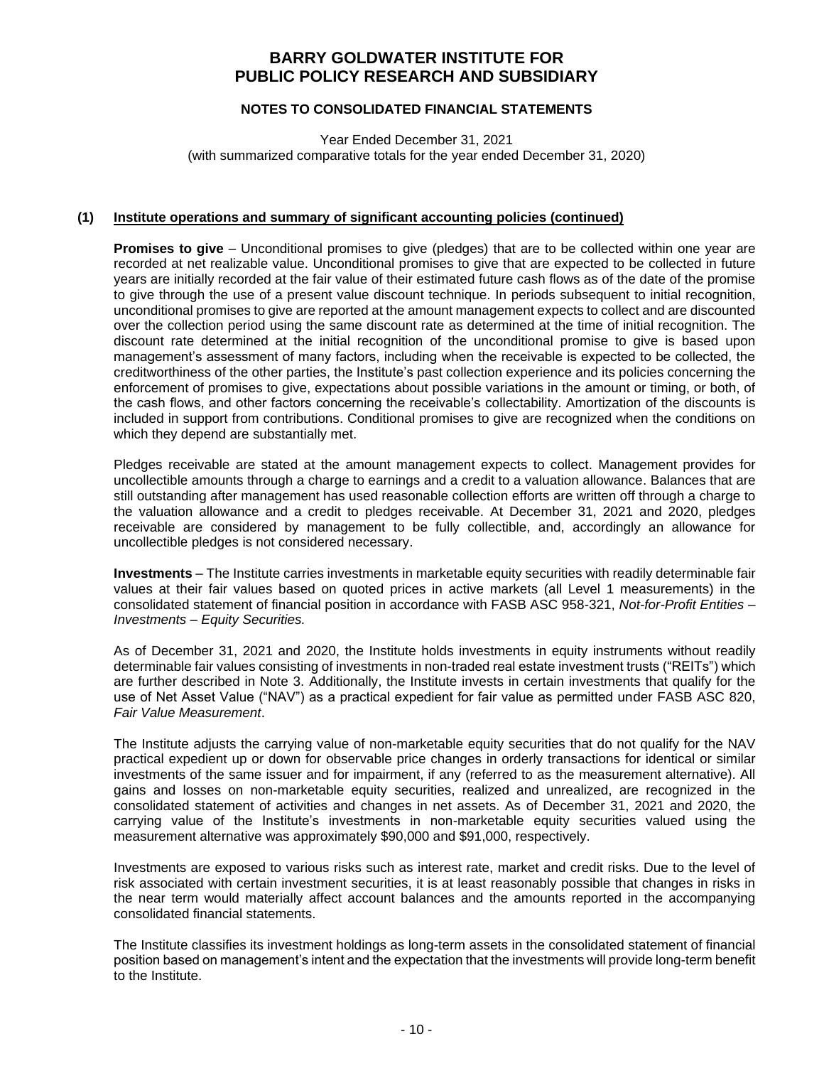# BARRY GOLDWATER INSTITUTE FOR PUBLIC POLICY RESEARCH AND SUBSIDIARY

## NOTES TO CONSOLIDATED FINANCIAL STATEMENTS

Year Ended December 31, 2021
(with summarized comparative totals for the year ended December 31, 2020)

### (1) Institute operations and summary of significant accounting policies (continued)

**Promises to give** – Unconditional promises to give (pledges) that are to be collected within one year are recorded at net realizable value. Unconditional promises to give that are expected to be collected in future years are initially recorded at the fair value of their estimated future cash flows as of the date of the promise to give through the use of a present value discount technique. In periods subsequent to initial recognition, unconditional promises to give are reported at the amount management expects to collect and are discounted over the collection period using the same discount rate as determined at the time of initial recognition. The discount rate determined at the initial recognition of the unconditional promise to give is based upon management's assessment of many factors, including when the receivable is expected to be collected, the creditworthiness of the other parties, the Institute's past collection experience and its policies concerning the enforcement of promises to give, expectations about possible variations in the amount or timing, or both, of the cash flows, and other factors concerning the receivable's collectability. Amortization of the discounts is included in support from contributions. Conditional promises to give are recognized when the conditions on which they depend are substantially met.

Pledges receivable are stated at the amount management expects to collect. Management provides for uncollectible amounts through a charge to earnings and a credit to a valuation allowance. Balances that are still outstanding after management has used reasonable collection efforts are written off through a charge to the valuation allowance and a credit to pledges receivable. At December 31, 2021 and 2020, pledges receivable are considered by management to be fully collectible, and, accordingly an allowance for uncollectible pledges is not considered necessary.

**Investments** – The Institute carries investments in marketable equity securities with readily determinable fair values at their fair values based on quoted prices in active markets (all Level 1 measurements) in the consolidated statement of financial position in accordance with FASB ASC 958-321, *Not-for-Profit Entities – Investments – Equity Securities.*

As of December 31, 2021 and 2020, the Institute holds investments in equity instruments without readily determinable fair values consisting of investments in non-traded real estate investment trusts ("REITs") which are further described in Note 3. Additionally, the Institute invests in certain investments that qualify for the use of Net Asset Value ("NAV") as a practical expedient for fair value as permitted under FASB ASC 820, *Fair Value Measurement*.

The Institute adjusts the carrying value of non-marketable equity securities that do not qualify for the NAV practical expedient up or down for observable price changes in orderly transactions for identical or similar investments of the same issuer and for impairment, if any (referred to as the measurement alternative). All gains and losses on non-marketable equity securities, realized and unrealized, are recognized in the consolidated statement of activities and changes in net assets. As of December 31, 2021 and 2020, the carrying value of the Institute's investments in non-marketable equity securities valued using the measurement alternative was approximately $90,000 and $91,000, respectively.

Investments are exposed to various risks such as interest rate, market and credit risks. Due to the level of risk associated with certain investment securities, it is at least reasonably possible that changes in risks in the near term would materially affect account balances and the amounts reported in the accompanying consolidated financial statements.

The Institute classifies its investment holdings as long-term assets in the consolidated statement of financial position based on management's intent and the expectation that the investments will provide long-term benefit to the Institute.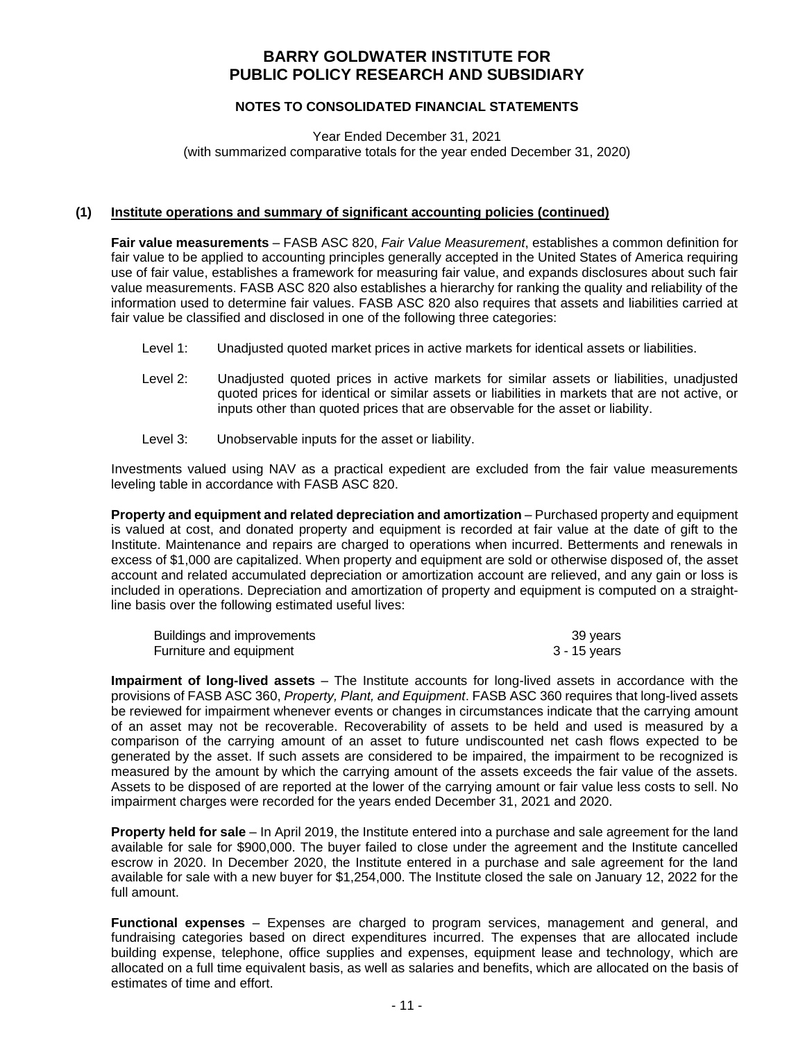# BARRY GOLDWATER INSTITUTE FOR PUBLIC POLICY RESEARCH AND SUBSIDIARY

## NOTES TO CONSOLIDATED FINANCIAL STATEMENTS

Year Ended December 31, 2021
(with summarized comparative totals for the year ended December 31, 2020)

### (1) Institute operations and summary of significant accounting policies (continued)

**Fair value measurements** – FASB ASC 820, *Fair Value Measurement*, establishes a common definition for fair value to be applied to accounting principles generally accepted in the United States of America requiring use of fair value, establishes a framework for measuring fair value, and expands disclosures about such fair value measurements. FASB ASC 820 also establishes a hierarchy for ranking the quality and reliability of the information used to determine fair values. FASB ASC 820 also requires that assets and liabilities carried at fair value be classified and disclosed in one of the following three categories:

- Level 1: Unadjusted quoted market prices in active markets for identical assets or liabilities.
- Level 2: Unadjusted quoted prices in active markets for similar assets or liabilities, unadjusted quoted prices for identical or similar assets or liabilities in markets that are not active, or inputs other than quoted prices that are observable for the asset or liability.
- Level 3: Unobservable inputs for the asset or liability.

Investments valued using NAV as a practical expedient are excluded from the fair value measurements leveling table in accordance with FASB ASC 820.

**Property and equipment and related depreciation and amortization** – Purchased property and equipment is valued at cost, and donated property and equipment is recorded at fair value at the date of gift to the Institute. Maintenance and repairs are charged to operations when incurred. Betterments and renewals in excess of $1,000 are capitalized. When property and equipment are sold or otherwise disposed of, the asset account and related accumulated depreciation or amortization account are relieved, and any gain or loss is included in operations. Depreciation and amortization of property and equipment is computed on a straight-line basis over the following estimated useful lives:

| | |
|---|---|
| Buildings and improvements | 39 years |
| Furniture and equipment | 3 - 15 years |

**Impairment of long-lived assets** – The Institute accounts for long-lived assets in accordance with the provisions of FASB ASC 360, *Property, Plant, and Equipment*. FASB ASC 360 requires that long-lived assets be reviewed for impairment whenever events or changes in circumstances indicate that the carrying amount of an asset may not be recoverable. Recoverability of assets to be held and used is measured by a comparison of the carrying amount of an asset to future undiscounted net cash flows expected to be generated by the asset. If such assets are considered to be impaired, the impairment to be recognized is measured by the amount by which the carrying amount of the assets exceeds the fair value of the assets. Assets to be disposed of are reported at the lower of the carrying amount or fair value less costs to sell. No impairment charges were recorded for the years ended December 31, 2021 and 2020.

**Property held for sale** – In April 2019, the Institute entered into a purchase and sale agreement for the land available for sale for $900,000. The buyer failed to close under the agreement and the Institute cancelled escrow in 2020. In December 2020, the Institute entered in a purchase and sale agreement for the land available for sale with a new buyer for $1,254,000. The Institute closed the sale on January 12, 2022 for the full amount.

**Functional expenses** – Expenses are charged to program services, management and general, and fundraising categories based on direct expenditures incurred. The expenses that are allocated include building expense, telephone, office supplies and expenses, equipment lease and technology, which are allocated on a full time equivalent basis, as well as salaries and benefits, which are allocated on the basis of estimates of time and effort.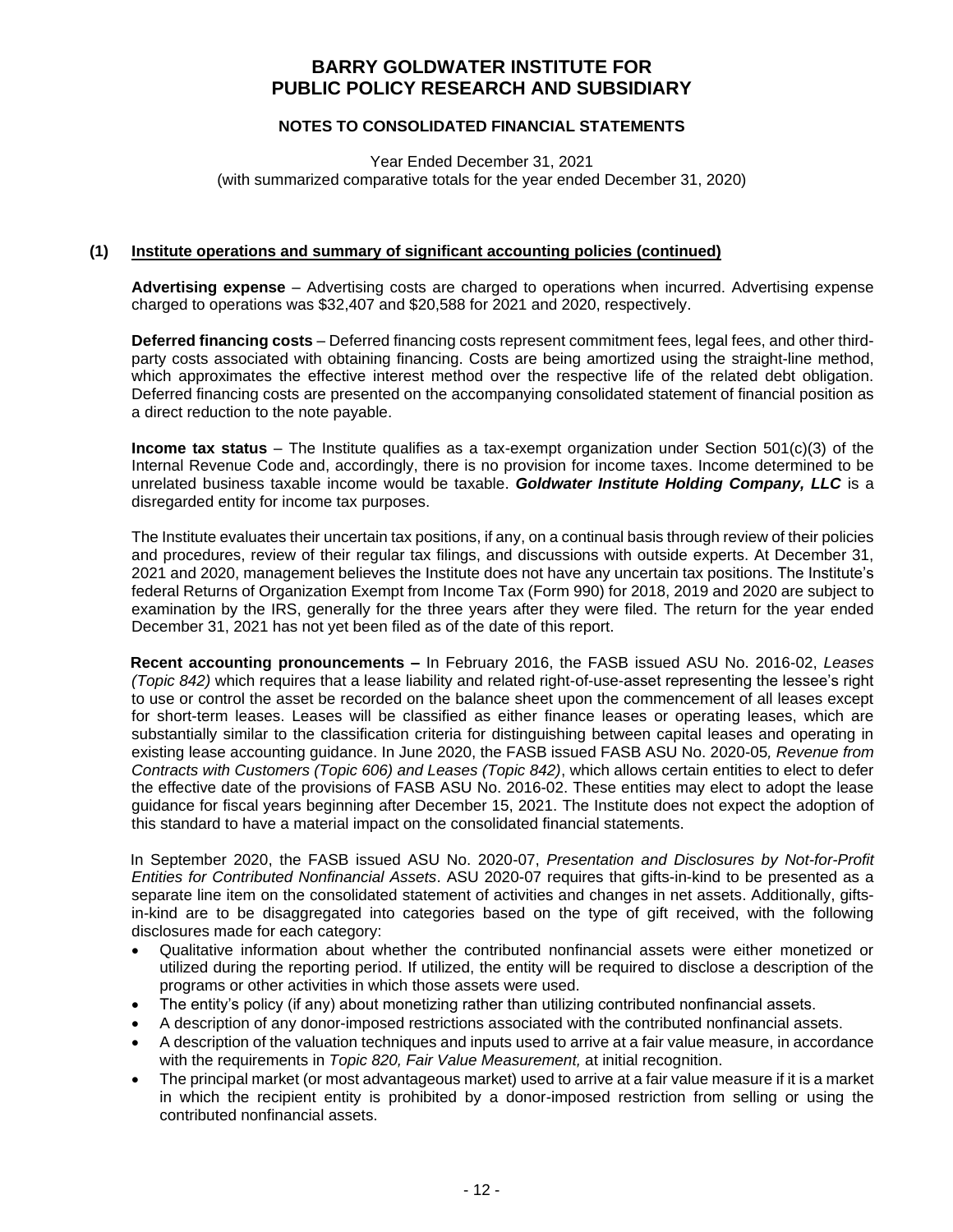# BARRY GOLDWATER INSTITUTE FOR PUBLIC POLICY RESEARCH AND SUBSIDIARY

## NOTES TO CONSOLIDATED FINANCIAL STATEMENTS

Year Ended December 31, 2021
(with summarized comparative totals for the year ended December 31, 2020)

### (1) Institute operations and summary of significant accounting policies (continued)

**Advertising expense** – Advertising costs are charged to operations when incurred. Advertising expense charged to operations was $32,407 and $20,588 for 2021 and 2020, respectively.

**Deferred financing costs** – Deferred financing costs represent commitment fees, legal fees, and other third-party costs associated with obtaining financing. Costs are being amortized using the straight-line method, which approximates the effective interest method over the respective life of the related debt obligation. Deferred financing costs are presented on the accompanying consolidated statement of financial position as a direct reduction to the note payable.

**Income tax status** – The Institute qualifies as a tax-exempt organization under Section 501(c)(3) of the Internal Revenue Code and, accordingly, there is no provision for income taxes. Income determined to be unrelated business taxable income would be taxable. ***Goldwater Institute Holding Company, LLC*** is a disregarded entity for income tax purposes.

The Institute evaluates their uncertain tax positions, if any, on a continual basis through review of their policies and procedures, review of their regular tax filings, and discussions with outside experts. At December 31, 2021 and 2020, management believes the Institute does not have any uncertain tax positions. The Institute's federal Returns of Organization Exempt from Income Tax (Form 990) for 2018, 2019 and 2020 are subject to examination by the IRS, generally for the three years after they were filed. The return for the year ended December 31, 2021 has not yet been filed as of the date of this report.

**Recent accounting pronouncements –** In February 2016, the FASB issued ASU No. 2016-02, *Leases (Topic 842)* which requires that a lease liability and related right-of-use-asset representing the lessee's right to use or control the asset be recorded on the balance sheet upon the commencement of all leases except for short-term leases. Leases will be classified as either finance leases or operating leases, which are substantially similar to the classification criteria for distinguishing between capital leases and operating in existing lease accounting guidance. In June 2020, the FASB issued FASB ASU No. 2020-05*, Revenue from Contracts with Customers (Topic 606) and Leases (Topic 842)*, which allows certain entities to elect to defer the effective date of the provisions of FASB ASU No. 2016-02. These entities may elect to adopt the lease guidance for fiscal years beginning after December 15, 2021. The Institute does not expect the adoption of this standard to have a material impact on the consolidated financial statements.

In September 2020, the FASB issued ASU No. 2020-07, *Presentation and Disclosures by Not-for-Profit Entities for Contributed Nonfinancial Assets*. ASU 2020-07 requires that gifts-in-kind to be presented as a separate line item on the consolidated statement of activities and changes in net assets. Additionally, gifts-in-kind are to be disaggregated into categories based on the type of gift received, with the following disclosures made for each category:

- Qualitative information about whether the contributed nonfinancial assets were either monetized or utilized during the reporting period. If utilized, the entity will be required to disclose a description of the programs or other activities in which those assets were used.
- The entity's policy (if any) about monetizing rather than utilizing contributed nonfinancial assets.
- A description of any donor-imposed restrictions associated with the contributed nonfinancial assets.
- A description of the valuation techniques and inputs used to arrive at a fair value measure, in accordance with the requirements in *Topic 820, Fair Value Measurement,* at initial recognition.
- The principal market (or most advantageous market) used to arrive at a fair value measure if it is a market in which the recipient entity is prohibited by a donor-imposed restriction from selling or using the contributed nonfinancial assets.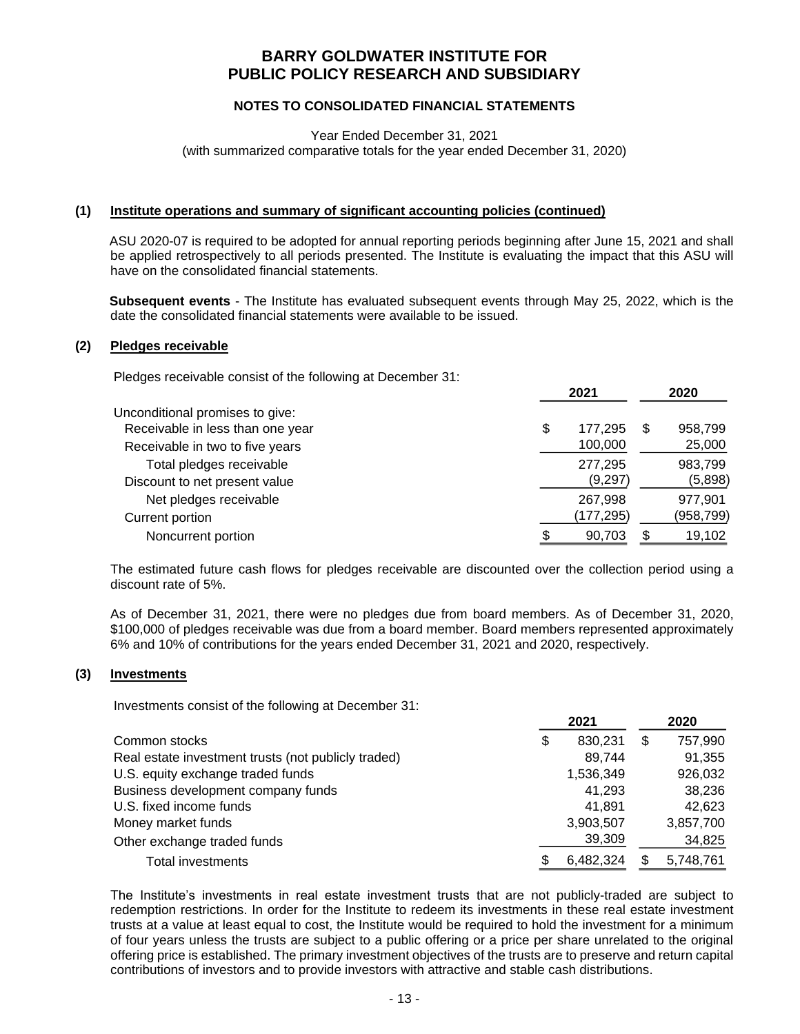# BARRY GOLDWATER INSTITUTE FOR PUBLIC POLICY RESEARCH AND SUBSIDIARY

## NOTES TO CONSOLIDATED FINANCIAL STATEMENTS

Year Ended December 31, 2021
(with summarized comparative totals for the year ended December 31, 2020)

### (1) Institute operations and summary of significant accounting policies (continued)

ASU 2020-07 is required to be adopted for annual reporting periods beginning after June 15, 2021 and shall be applied retrospectively to all periods presented. The Institute is evaluating the impact that this ASU will have on the consolidated financial statements.

**Subsequent events** - The Institute has evaluated subsequent events through May 25, 2022, which is the date the consolidated financial statements were available to be issued.

### (2) Pledges receivable

Pledges receivable consist of the following at December 31:

| | 2021 | 2020 |
|---|---|---|
| Unconditional promises to give: | | |
| Receivable in less than one year | $ 177,295 | $ 958,799 |
| Receivable in two to five years | 100,000 | 25,000 |
| Total pledges receivable | 277,295 | 983,799 |
| Discount to net present value | (9,297) | (5,898) |
| Net pledges receivable | 267,998 | 977,901 |
| Current portion | (177,295) | (958,799) |
| Noncurrent portion | $ 90,703 | $ 19,102 |

The estimated future cash flows for pledges receivable are discounted over the collection period using a discount rate of 5%.

As of December 31, 2021, there were no pledges due from board members. As of December 31, 2020, $100,000 of pledges receivable was due from a board member. Board members represented approximately 6% and 10% of contributions for the years ended December 31, 2021 and 2020, respectively.

### (3) Investments

Investments consist of the following at December 31:

| | 2021 | 2020 |
|---|---|---|
| Common stocks | $ 830,231 | $ 757,990 |
| Real estate investment trusts (not publicly traded) | 89,744 | 91,355 |
| U.S. equity exchange traded funds | 1,536,349 | 926,032 |
| Business development company funds | 41,293 | 38,236 |
| U.S. fixed income funds | 41,891 | 42,623 |
| Money market funds | 3,903,507 | 3,857,700 |
| Other exchange traded funds | 39,309 | 34,825 |
| Total investments | $ 6,482,324 | $ 5,748,761 |

The Institute's investments in real estate investment trusts that are not publicly-traded are subject to redemption restrictions. In order for the Institute to redeem its investments in these real estate investment trusts at a value at least equal to cost, the Institute would be required to hold the investment for a minimum of four years unless the trusts are subject to a public offering or a price per share unrelated to the original offering price is established. The primary investment objectives of the trusts are to preserve and return capital contributions of investors and to provide investors with attractive and stable cash distributions.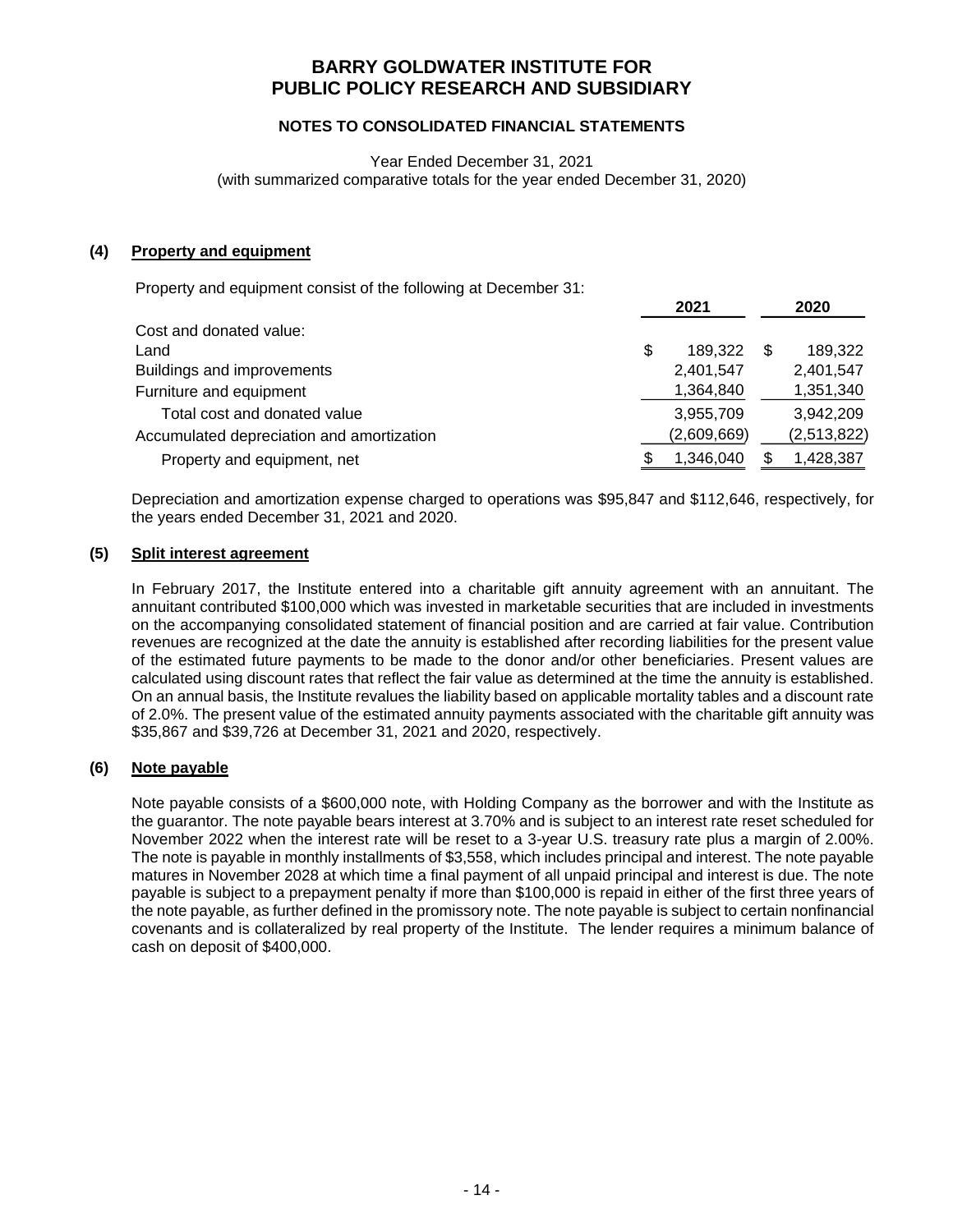# BARRY GOLDWATER INSTITUTE FOR PUBLIC POLICY RESEARCH AND SUBSIDIARY

## NOTES TO CONSOLIDATED FINANCIAL STATEMENTS

Year Ended December 31, 2021
(with summarized comparative totals for the year ended December 31, 2020)

### (4) Property and equipment

Property and equipment consist of the following at December 31:

| | 2021 | 2020 |
|---|---|---|
| Cost and donated value: | | |
| Land | $ 189,322 | $ 189,322 |
| Buildings and improvements | 2,401,547 | 2,401,547 |
| Furniture and equipment | 1,364,840 | 1,351,340 |
| Total cost and donated value | 3,955,709 | 3,942,209 |
| Accumulated depreciation and amortization | (2,609,669) | (2,513,822) |
| Property and equipment, net | $ 1,346,040 | $ 1,428,387 |

Depreciation and amortization expense charged to operations was $95,847 and $112,646, respectively, for the years ended December 31, 2021 and 2020.

### (5) Split interest agreement

In February 2017, the Institute entered into a charitable gift annuity agreement with an annuitant. The annuitant contributed $100,000 which was invested in marketable securities that are included in investments on the accompanying consolidated statement of financial position and are carried at fair value. Contribution revenues are recognized at the date the annuity is established after recording liabilities for the present value of the estimated future payments to be made to the donor and/or other beneficiaries. Present values are calculated using discount rates that reflect the fair value as determined at the time the annuity is established. On an annual basis, the Institute revalues the liability based on applicable mortality tables and a discount rate of 2.0%. The present value of the estimated annuity payments associated with the charitable gift annuity was $35,867 and $39,726 at December 31, 2021 and 2020, respectively.

### (6) Note payable

Note payable consists of a $600,000 note, with Holding Company as the borrower and with the Institute as the guarantor. The note payable bears interest at 3.70% and is subject to an interest rate reset scheduled for November 2022 when the interest rate will be reset to a 3-year U.S. treasury rate plus a margin of 2.00%. The note is payable in monthly installments of $3,558, which includes principal and interest. The note payable matures in November 2028 at which time a final payment of all unpaid principal and interest is due. The note payable is subject to a prepayment penalty if more than $100,000 is repaid in either of the first three years of the note payable, as further defined in the promissory note. The note payable is subject to certain nonfinancial covenants and is collateralized by real property of the Institute. The lender requires a minimum balance of cash on deposit of $400,000.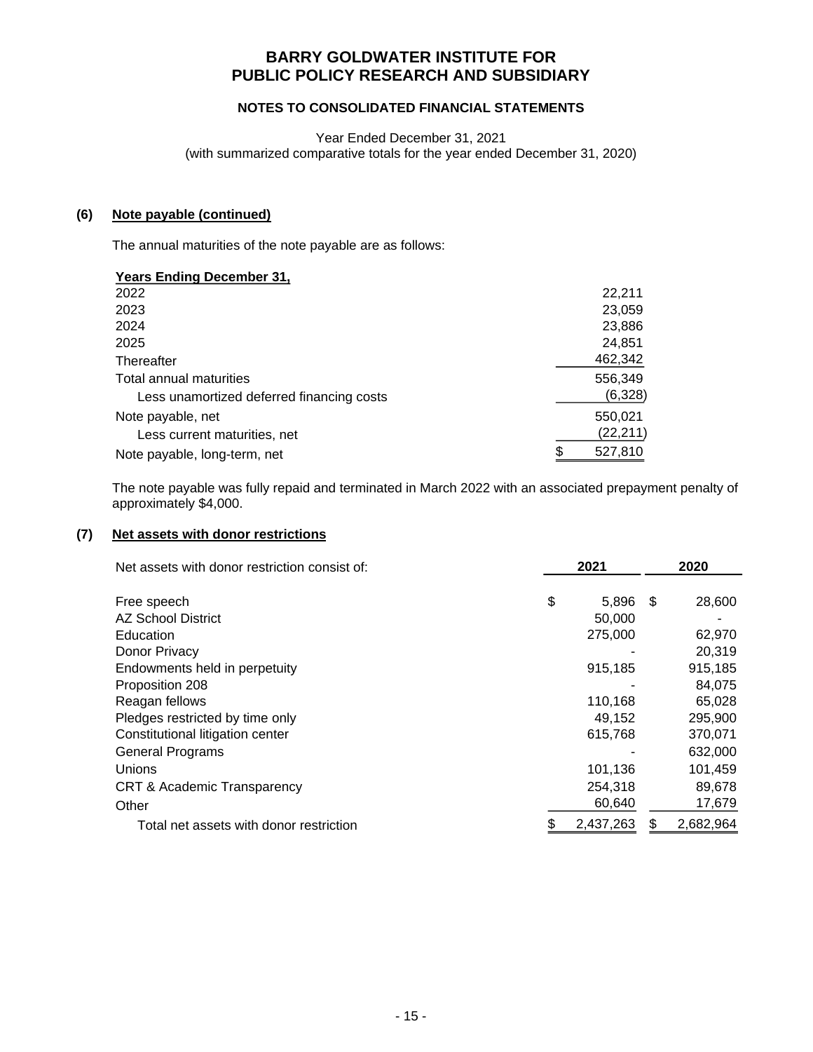# BARRY GOLDWATER INSTITUTE FOR PUBLIC POLICY RESEARCH AND SUBSIDIARY

## NOTES TO CONSOLIDATED FINANCIAL STATEMENTS

Year Ended December 31, 2021
(with summarized comparative totals for the year ended December 31, 2020)

### (6) Note payable (continued)

The annual maturities of the note payable are as follows:

| Years Ending December 31, | |
|---|---|
| 2022 | 22,211 |
| 2023 | 23,059 |
| 2024 | 23,886 |
| 2025 | 24,851 |
| Thereafter | 462,342 |
| Total annual maturities | 556,349 |
| Less unamortized deferred financing costs | (6,328) |
| Note payable, net | 550,021 |
| Less current maturities, net | (22,211) |
| Note payable, long-term, net | $ 527,810 |

The note payable was fully repaid and terminated in March 2022 with an associated prepayment penalty of approximately $4,000.

### (7) Net assets with donor restrictions

| Net assets with donor restriction consist of: | 2021 | 2020 |
|---|---|---|
| Free speech | $ 5,896 | $ 28,600 |
| AZ School District | 50,000 | - |
| Education | 275,000 | 62,970 |
| Donor Privacy | - | 20,319 |
| Endowments held in perpetuity | 915,185 | 915,185 |
| Proposition 208 | - | 84,075 |
| Reagan fellows | 110,168 | 65,028 |
| Pledges restricted by time only | 49,152 | 295,900 |
| Constitutional litigation center | 615,768 | 370,071 |
| General Programs | - | 632,000 |
| Unions | 101,136 | 101,459 |
| CRT & Academic Transparency | 254,318 | 89,678 |
| Other | 60,640 | 17,679 |
| Total net assets with donor restriction | $ 2,437,263 | $ 2,682,964 |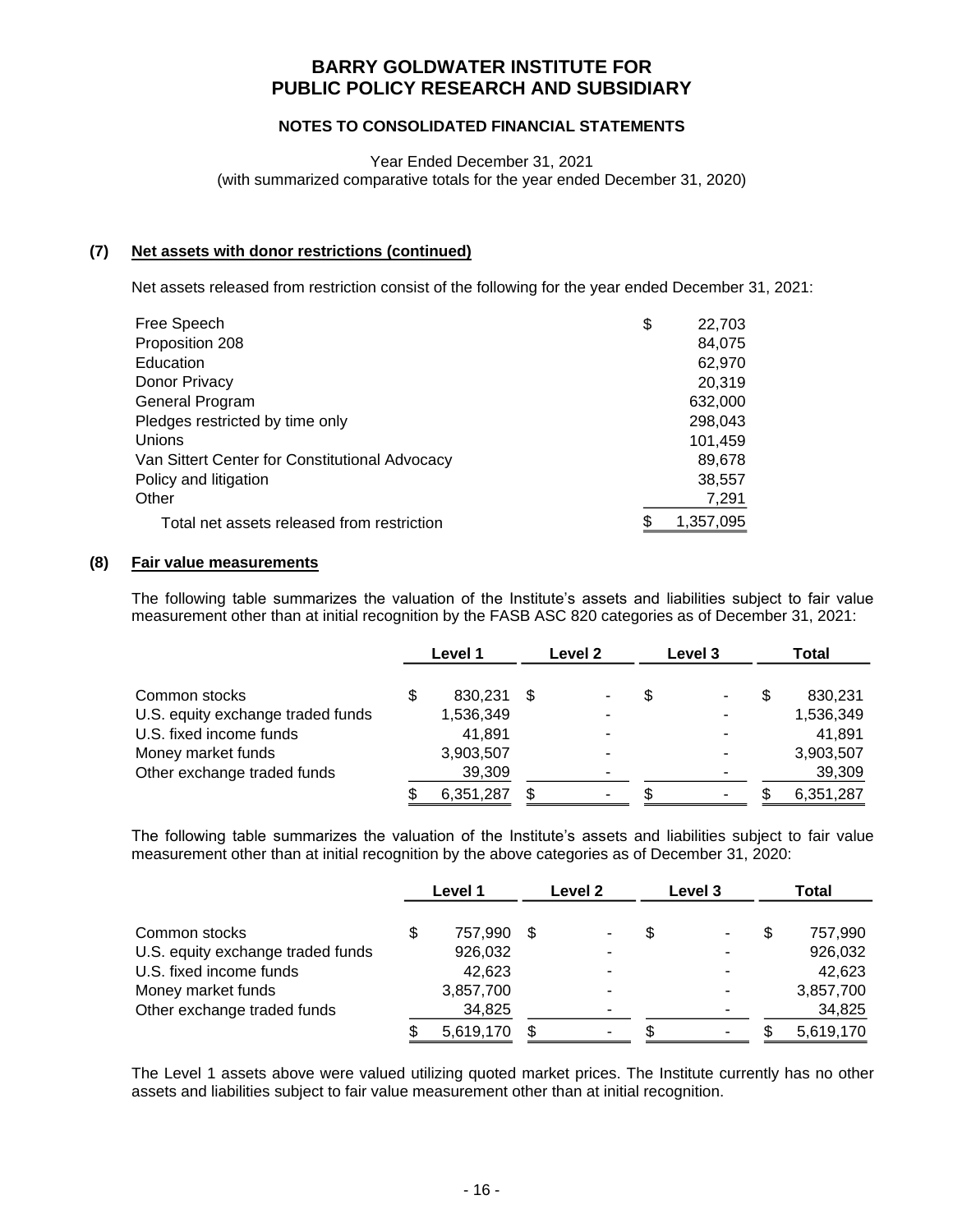# BARRY GOLDWATER INSTITUTE FOR PUBLIC POLICY RESEARCH AND SUBSIDIARY

## NOTES TO CONSOLIDATED FINANCIAL STATEMENTS

Year Ended December 31, 2021
(with summarized comparative totals for the year ended December 31, 2020)

### (7) Net assets with donor restrictions (continued)

Net assets released from restriction consist of the following for the year ended December 31, 2021:

| | |
|---|---|
| Free Speech | $ 22,703 |
| Proposition 208 | 84,075 |
| Education | 62,970 |
| Donor Privacy | 20,319 |
| General Program | 632,000 |
| Pledges restricted by time only | 298,043 |
| Unions | 101,459 |
| Van Sittert Center for Constitutional Advocacy | 89,678 |
| Policy and litigation | 38,557 |
| Other | 7,291 |
| Total net assets released from restriction | $ 1,357,095 |

### (8) Fair value measurements

The following table summarizes the valuation of the Institute's assets and liabilities subject to fair value measurement other than at initial recognition by the FASB ASC 820 categories as of December 31, 2021:

| | Level 1 | Level 2 | Level 3 | Total |
|---|---|---|---|---|
| Common stocks | $ 830,231 | $ - | $ - | $ 830,231 |
| U.S. equity exchange traded funds | 1,536,349 | - | - | 1,536,349 |
| U.S. fixed income funds | 41,891 | - | - | 41,891 |
| Money market funds | 3,903,507 | - | - | 3,903,507 |
| Other exchange traded funds | 39,309 | - | - | 39,309 |
| | $ 6,351,287 | $ - | $ - | $ 6,351,287 |

The following table summarizes the valuation of the Institute's assets and liabilities subject to fair value measurement other than at initial recognition by the above categories as of December 31, 2020:

| | Level 1 | Level 2 | Level 3 | Total |
|---|---|---|---|---|
| Common stocks | $ 757,990 | $ - | $ - | $ 757,990 |
| U.S. equity exchange traded funds | 926,032 | - | - | 926,032 |
| U.S. fixed income funds | 42,623 | - | - | 42,623 |
| Money market funds | 3,857,700 | - | - | 3,857,700 |
| Other exchange traded funds | 34,825 | - | - | 34,825 |
| | $ 5,619,170 | $ - | $ - | $ 5,619,170 |

The Level 1 assets above were valued utilizing quoted market prices. The Institute currently has no other assets and liabilities subject to fair value measurement other than at initial recognition.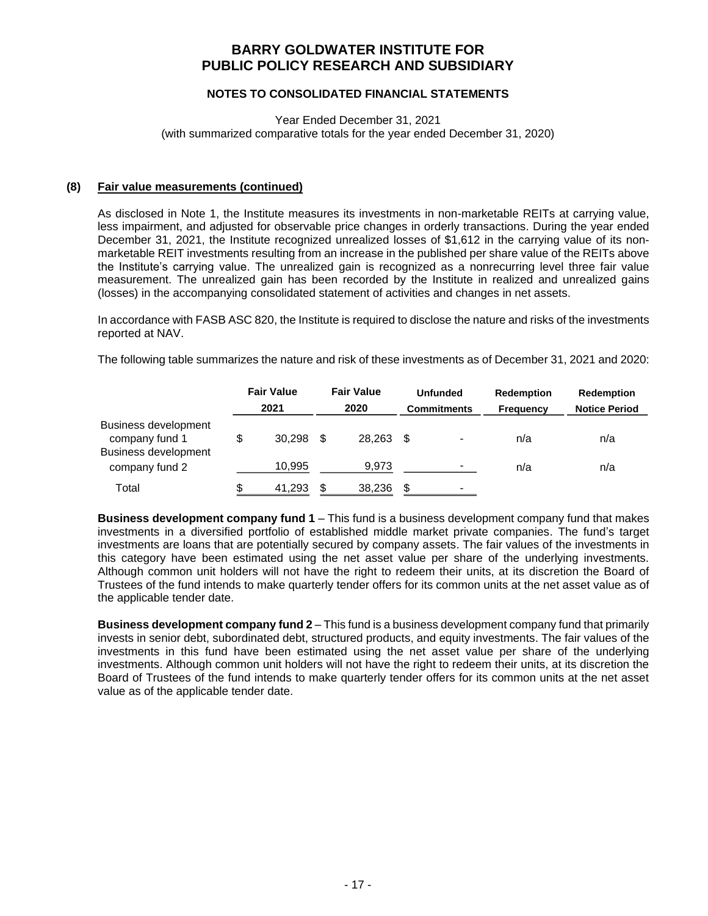## (8) Fair value measurements (continued)

As disclosed in Note 1, the Institute measures its investments in non-marketable REITs at carrying value, less impairment, and adjusted for observable price changes in orderly transactions. During the year ended December 31, 2021, the Institute recognized unrealized losses of $1,612 in the carrying value of its non-marketable REIT investments resulting from an increase in the published per share value of the REITs above the Institute's carrying value. The unrealized gain is recognized as a nonrecurring level three fair value measurement. The unrealized gain has been recorded by the Institute in realized and unrealized gains (losses) in the accompanying consolidated statement of activities and changes in net assets.

In accordance with FASB ASC 820, the Institute is required to disclose the nature and risks of the investments reported at NAV.

The following table summarizes the nature and risk of these investments as of December 31, 2021 and 2020:

| | Fair Value 2021 | Fair Value 2020 | Unfunded Commitments | Redemption Frequency | Redemption Notice Period |
|---|---|---|---|---|---|
| Business development company fund 1 | $ 30,298 | $ 28,263 | $ - | n/a | n/a |
| Business development company fund 2 | 10,995 | 9,973 | - | n/a | n/a |
| Total | $ 41,293 | $ 38,236 | $ - | | |

**Business development company fund 1** – This fund is a business development company fund that makes investments in a diversified portfolio of established middle market private companies. The fund's target investments are loans that are potentially secured by company assets. The fair values of the investments in this category have been estimated using the net asset value per share of the underlying investments. Although common unit holders will not have the right to redeem their units, at its discretion the Board of Trustees of the fund intends to make quarterly tender offers for its common units at the net asset value as of the applicable tender date.

**Business development company fund 2** – This fund is a business development company fund that primarily invests in senior debt, subordinated debt, structured products, and equity investments. The fair values of the investments in this fund have been estimated using the net asset value per share of the underlying investments. Although common unit holders will not have the right to redeem their units, at its discretion the Board of Trustees of the fund intends to make quarterly tender offers for its common units at the net asset value as of the applicable tender date.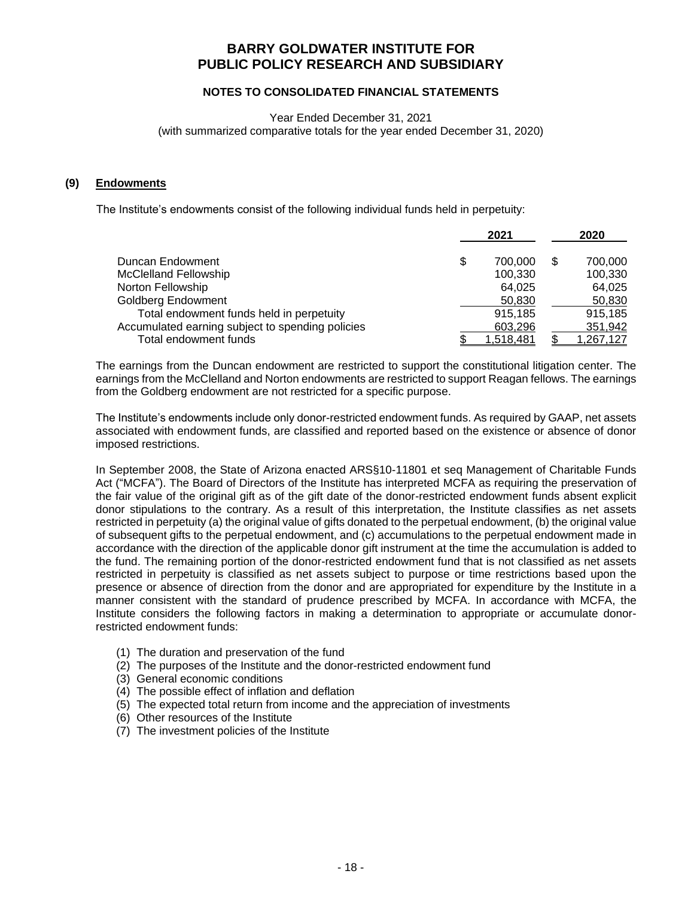# BARRY GOLDWATER INSTITUTE FOR PUBLIC POLICY RESEARCH AND SUBSIDIARY

## NOTES TO CONSOLIDATED FINANCIAL STATEMENTS

Year Ended December 31, 2021
(with summarized comparative totals for the year ended December 31, 2020)

### (9) Endowments

The Institute's endowments consist of the following individual funds held in perpetuity:

| | 2021 | 2020 |
|---|---|---|
| Duncan Endowment | $ 700,000 | $ 700,000 |
| McClelland Fellowship | 100,330 | 100,330 |
| Norton Fellowship | 64,025 | 64,025 |
| Goldberg Endowment | 50,830 | 50,830 |
| Total endowment funds held in perpetuity | 915,185 | 915,185 |
| Accumulated earning subject to spending policies | 603,296 | 351,942 |
| Total endowment funds | $ 1,518,481 | $ 1,267,127 |

The earnings from the Duncan endowment are restricted to support the constitutional litigation center. The earnings from the McClelland and Norton endowments are restricted to support Reagan fellows. The earnings from the Goldberg endowment are not restricted for a specific purpose.

The Institute's endowments include only donor-restricted endowment funds. As required by GAAP, net assets associated with endowment funds, are classified and reported based on the existence or absence of donor imposed restrictions.

In September 2008, the State of Arizona enacted ARS§10-11801 et seq Management of Charitable Funds Act ("MCFA"). The Board of Directors of the Institute has interpreted MCFA as requiring the preservation of the fair value of the original gift as of the gift date of the donor-restricted endowment funds absent explicit donor stipulations to the contrary. As a result of this interpretation, the Institute classifies as net assets restricted in perpetuity (a) the original value of gifts donated to the perpetual endowment, (b) the original value of subsequent gifts to the perpetual endowment, and (c) accumulations to the perpetual endowment made in accordance with the direction of the applicable donor gift instrument at the time the accumulation is added to the fund. The remaining portion of the donor-restricted endowment fund that is not classified as net assets restricted in perpetuity is classified as net assets subject to purpose or time restrictions based upon the presence or absence of direction from the donor and are appropriated for expenditure by the Institute in a manner consistent with the standard of prudence prescribed by MCFA. In accordance with MCFA, the Institute considers the following factors in making a determination to appropriate or accumulate donor-restricted endowment funds:

(1) The duration and preservation of the fund
(2) The purposes of the Institute and the donor-restricted endowment fund
(3) General economic conditions
(4) The possible effect of inflation and deflation
(5) The expected total return from income and the appreciation of investments
(6) Other resources of the Institute
(7) The investment policies of the Institute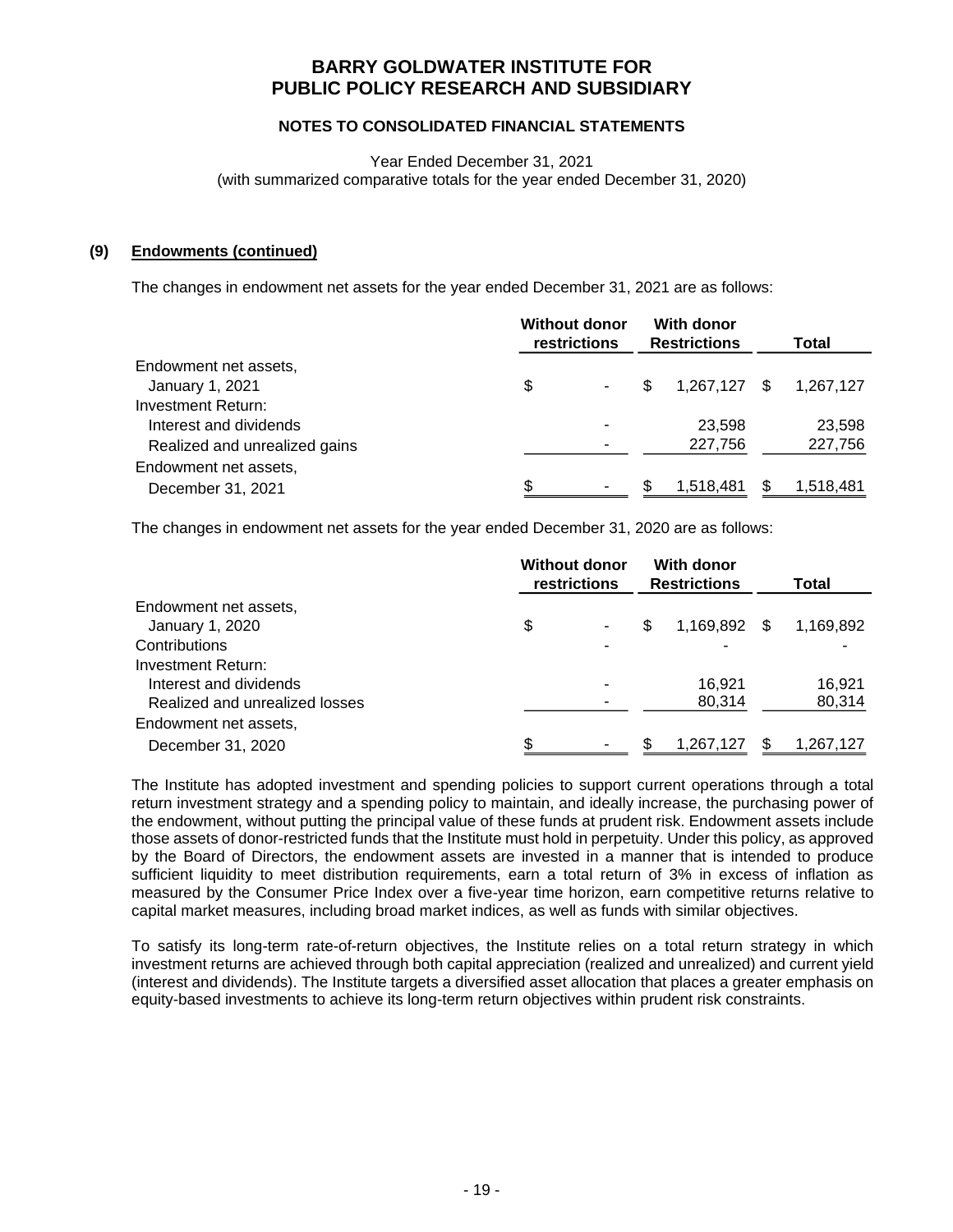# BARRY GOLDWATER INSTITUTE FOR PUBLIC POLICY RESEARCH AND SUBSIDIARY

**NOTES TO CONSOLIDATED FINANCIAL STATEMENTS**

Year Ended December 31, 2021
(with summarized comparative totals for the year ended December 31, 2020)

## (9) Endowments (continued)

The changes in endowment net assets for the year ended December 31, 2021 are as follows:

| | Without donor restrictions | With donor Restrictions | Total |
|---|---|---|---|
| Endowment net assets, January 1, 2021 | $ - | $ 1,267,127 | $ 1,267,127 |
| Investment Return: | | | |
| Interest and dividends | - | 23,598 | 23,598 |
| Realized and unrealized gains | - | 227,756 | 227,756 |
| Endowment net assets, December 31, 2021 | $ - | $ 1,518,481 | $ 1,518,481 |

The changes in endowment net assets for the year ended December 31, 2020 are as follows:

| | Without donor restrictions | With donor Restrictions | Total |
|---|---|---|---|
| Endowment net assets, January 1, 2020 | $ - | $ 1,169,892 | $ 1,169,892 |
| Contributions | - | - | - |
| Investment Return: | | | |
| Interest and dividends | - | 16,921 | 16,921 |
| Realized and unrealized losses | - | 80,314 | 80,314 |
| Endowment net assets, December 31, 2020 | $ - | $ 1,267,127 | $ 1,267,127 |

The Institute has adopted investment and spending policies to support current operations through a total return investment strategy and a spending policy to maintain, and ideally increase, the purchasing power of the endowment, without putting the principal value of these funds at prudent risk. Endowment assets include those assets of donor-restricted funds that the Institute must hold in perpetuity. Under this policy, as approved by the Board of Directors, the endowment assets are invested in a manner that is intended to produce sufficient liquidity to meet distribution requirements, earn a total return of 3% in excess of inflation as measured by the Consumer Price Index over a five-year time horizon, earn competitive returns relative to capital market measures, including broad market indices, as well as funds with similar objectives.

To satisfy its long-term rate-of-return objectives, the Institute relies on a total return strategy in which investment returns are achieved through both capital appreciation (realized and unrealized) and current yield (interest and dividends). The Institute targets a diversified asset allocation that places a greater emphasis on equity-based investments to achieve its long-term return objectives within prudent risk constraints.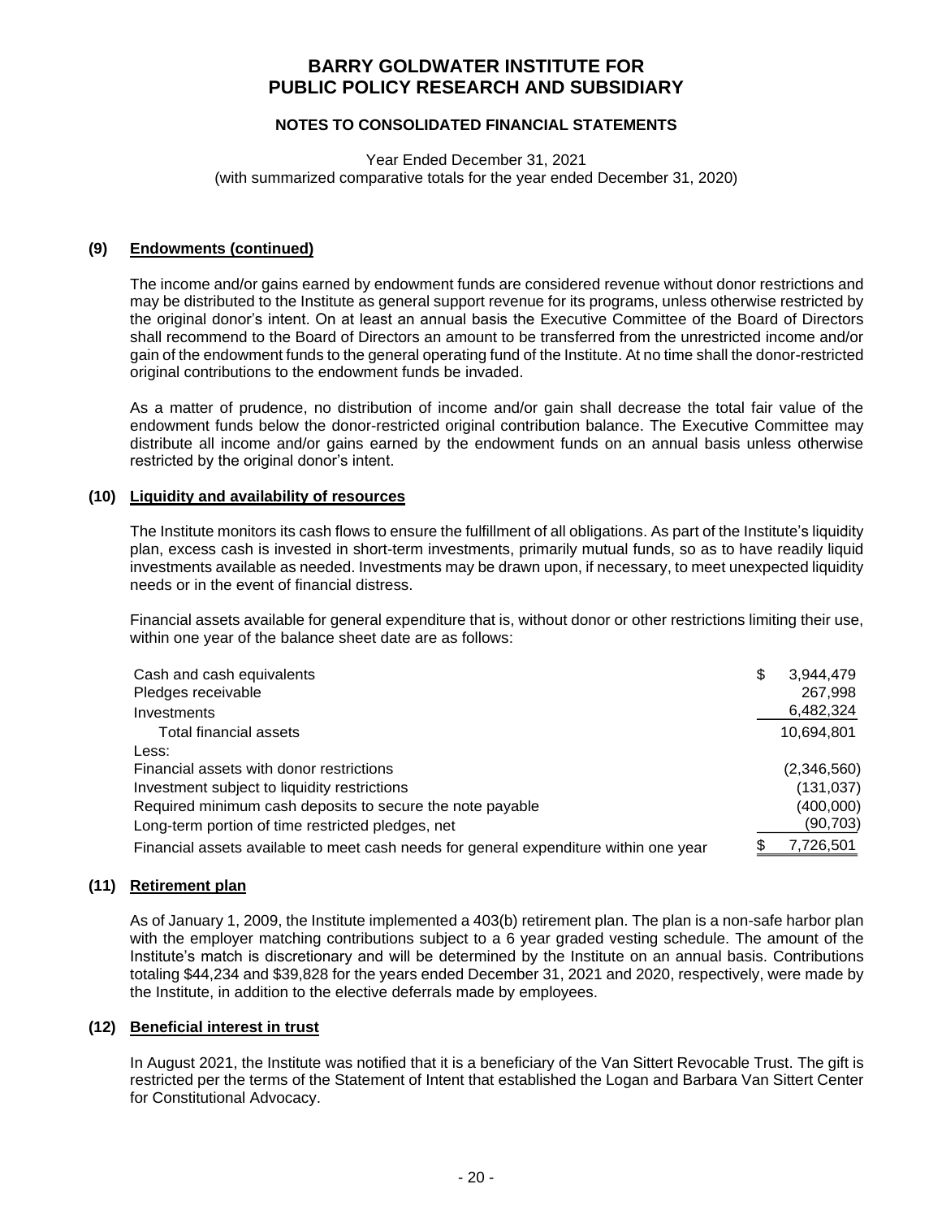# BARRY GOLDWATER INSTITUTE FOR PUBLIC POLICY RESEARCH AND SUBSIDIARY

## NOTES TO CONSOLIDATED FINANCIAL STATEMENTS

Year Ended December 31, 2021
(with summarized comparative totals for the year ended December 31, 2020)

### (9) Endowments (continued)

The income and/or gains earned by endowment funds are considered revenue without donor restrictions and may be distributed to the Institute as general support revenue for its programs, unless otherwise restricted by the original donor's intent. On at least an annual basis the Executive Committee of the Board of Directors shall recommend to the Board of Directors an amount to be transferred from the unrestricted income and/or gain of the endowment funds to the general operating fund of the Institute. At no time shall the donor-restricted original contributions to the endowment funds be invaded.

As a matter of prudence, no distribution of income and/or gain shall decrease the total fair value of the endowment funds below the donor-restricted original contribution balance. The Executive Committee may distribute all income and/or gains earned by the endowment funds on an annual basis unless otherwise restricted by the original donor's intent.

### (10) Liquidity and availability of resources

The Institute monitors its cash flows to ensure the fulfillment of all obligations. As part of the Institute's liquidity plan, excess cash is invested in short-term investments, primarily mutual funds, so as to have readily liquid investments available as needed. Investments may be drawn upon, if necessary, to meet unexpected liquidity needs or in the event of financial distress.

Financial assets available for general expenditure that is, without donor or other restrictions limiting their use, within one year of the balance sheet date are as follows:

| | |
|---|---|
| Cash and cash equivalents | $ 3,944,479 |
| Pledges receivable | 267,998 |
| Investments | 6,482,324 |
| Total financial assets | 10,694,801 |
| Less: | |
| Financial assets with donor restrictions | (2,346,560) |
| Investment subject to liquidity restrictions | (131,037) |
| Required minimum cash deposits to secure the note payable | (400,000) |
| Long-term portion of time restricted pledges, net | (90,703) |
| Financial assets available to meet cash needs for general expenditure within one year | $ 7,726,501 |

### (11) Retirement plan

As of January 1, 2009, the Institute implemented a 403(b) retirement plan. The plan is a non-safe harbor plan with the employer matching contributions subject to a 6 year graded vesting schedule. The amount of the Institute's match is discretionary and will be determined by the Institute on an annual basis. Contributions totaling $44,234 and $39,828 for the years ended December 31, 2021 and 2020, respectively, were made by the Institute, in addition to the elective deferrals made by employees.

### (12) Beneficial interest in trust

In August 2021, the Institute was notified that it is a beneficiary of the Van Sittert Revocable Trust. The gift is restricted per the terms of the Statement of Intent that established the Logan and Barbara Van Sittert Center for Constitutional Advocacy.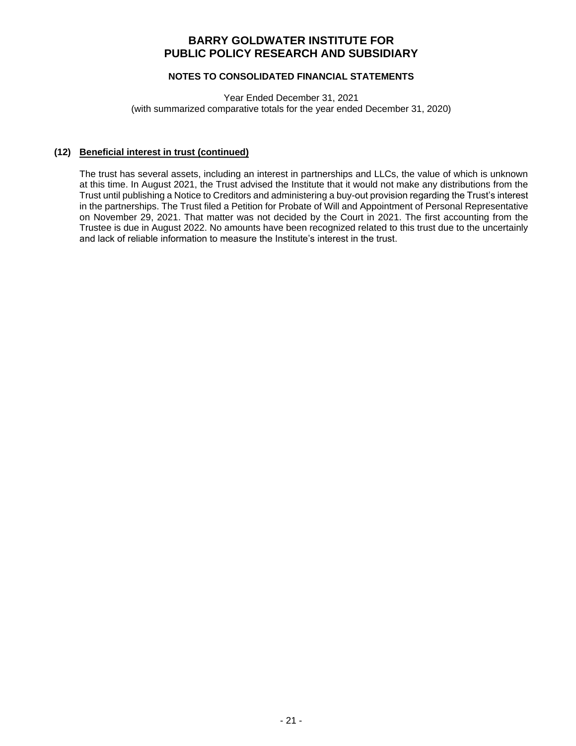# BARRY GOLDWATER INSTITUTE FOR PUBLIC POLICY RESEARCH AND SUBSIDIARY

## NOTES TO CONSOLIDATED FINANCIAL STATEMENTS

Year Ended December 31, 2021
(with summarized comparative totals for the year ended December 31, 2020)

### (12) Beneficial interest in trust (continued)

The trust has several assets, including an interest in partnerships and LLCs, the value of which is unknown at this time. In August 2021, the Trust advised the Institute that it would not make any distributions from the Trust until publishing a Notice to Creditors and administering a buy-out provision regarding the Trust's interest in the partnerships. The Trust filed a Petition for Probate of Will and Appointment of Personal Representative on November 29, 2021. That matter was not decided by the Court in 2021. The first accounting from the Trustee is due in August 2022. No amounts have been recognized related to this trust due to the uncertainly and lack of reliable information to measure the Institute's interest in the trust.